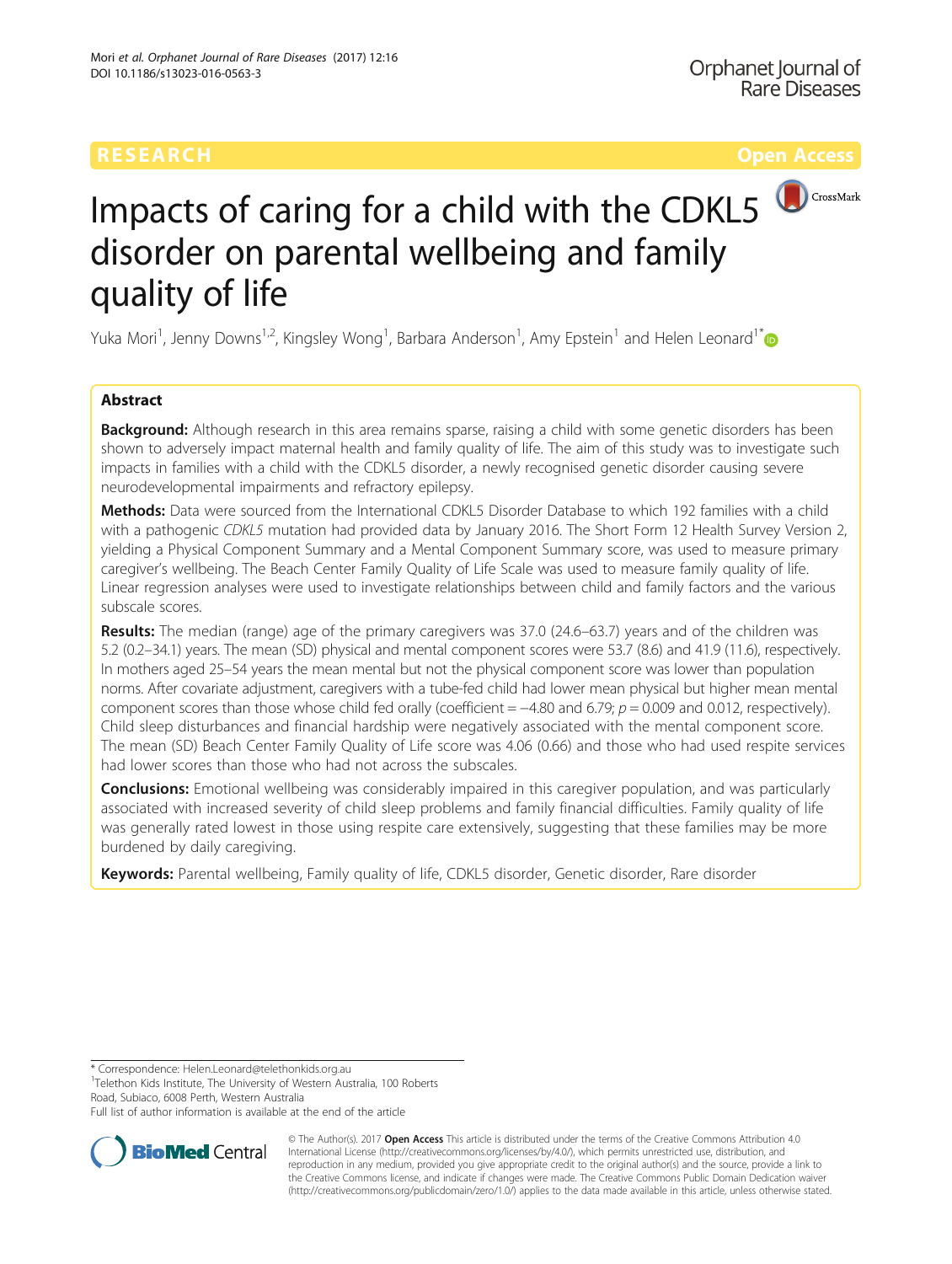RESEARCH Open Access

# Impacts of caring for a child with the CDKL5 disorder on parental wellbeing and family quality of life

Yuka Mori[1], Jenny Downs[1,2], Kingsley Wong[1], Barbara Anderson[1], Amy Epstein[1] and Helen Leonard[1*]

## Abstract

**Background:** Although research in this area remains sparse, raising a child with some genetic disorders has been shown to adversely impact maternal health and family quality of life. The aim of this study was to investigate such impacts in families with a child with the CDKL5 disorder, a newly recognised genetic disorder causing severe neurodevelopmental impairments and refractory epilepsy.

**Methods:** Data were sourced from the International CDKL5 Disorder Database to which 192 families with a child with a pathogenic *CDKL5* mutation had provided data by January 2016. The Short Form 12 Health Survey Version 2, yielding a Physical Component Summary and a Mental Component Summary score, was used to measure primary caregiver's wellbeing. The Beach Center Family Quality of Life Scale was used to measure family quality of life. Linear regression analyses were used to investigate relationships between child and family factors and the various subscale scores.

**Results:** The median (range) age of the primary caregivers was 37.0 (24.6–63.7) years and of the children was 5.2 (0.2–34.1) years. The mean (SD) physical and mental component scores were 53.7 (8.6) and 41.9 (11.6), respectively. In mothers aged 25–54 years the mean mental but not the physical component score was lower than population norms. After covariate adjustment, caregivers with a tube-fed child had lower mean physical but higher mean mental component scores than those whose child fed orally (coefficient = −4.80 and 6.79; $p = 0.009$ and 0.012, respectively). Child sleep disturbances and financial hardship were negatively associated with the mental component score. The mean (SD) Beach Center Family Quality of Life score was 4.06 (0.66) and those who had used respite services had lower scores than those who had not across the subscales.

**Conclusions:** Emotional wellbeing was considerably impaired in this caregiver population, and was particularly associated with increased severity of child sleep problems and family financial difficulties. Family quality of life was generally rated lowest in those using respite care extensively, suggesting that these families may be more burdened by daily caregiving.

**Keywords:** Parental wellbeing, Family quality of life, CDKL5 disorder, Genetic disorder, Rare disorder

---

* Correspondence: Helen.Leonard@telethonkids.org.au
[1]Telethon Kids Institute, The University of Western Australia, 100 Roberts Road, Subiaco, 6008 Perth, Western Australia
Full list of author information is available at the end of the article

© The Author(s). 2017 **Open Access** This article is distributed under the terms of the Creative Commons Attribution 4.0 International License (http://creativecommons.org/licenses/by/4.0/), which permits unrestricted use, distribution, and reproduction in any medium, provided you give appropriate credit to the original author(s) and the source, provide a link to the Creative Commons license, and indicate if changes were made. The Creative Commons Public Domain Dedication waiver (http://creativecommons.org/publicdomain/zero/1.0/) applies to the data made available in this article, unless otherwise stated.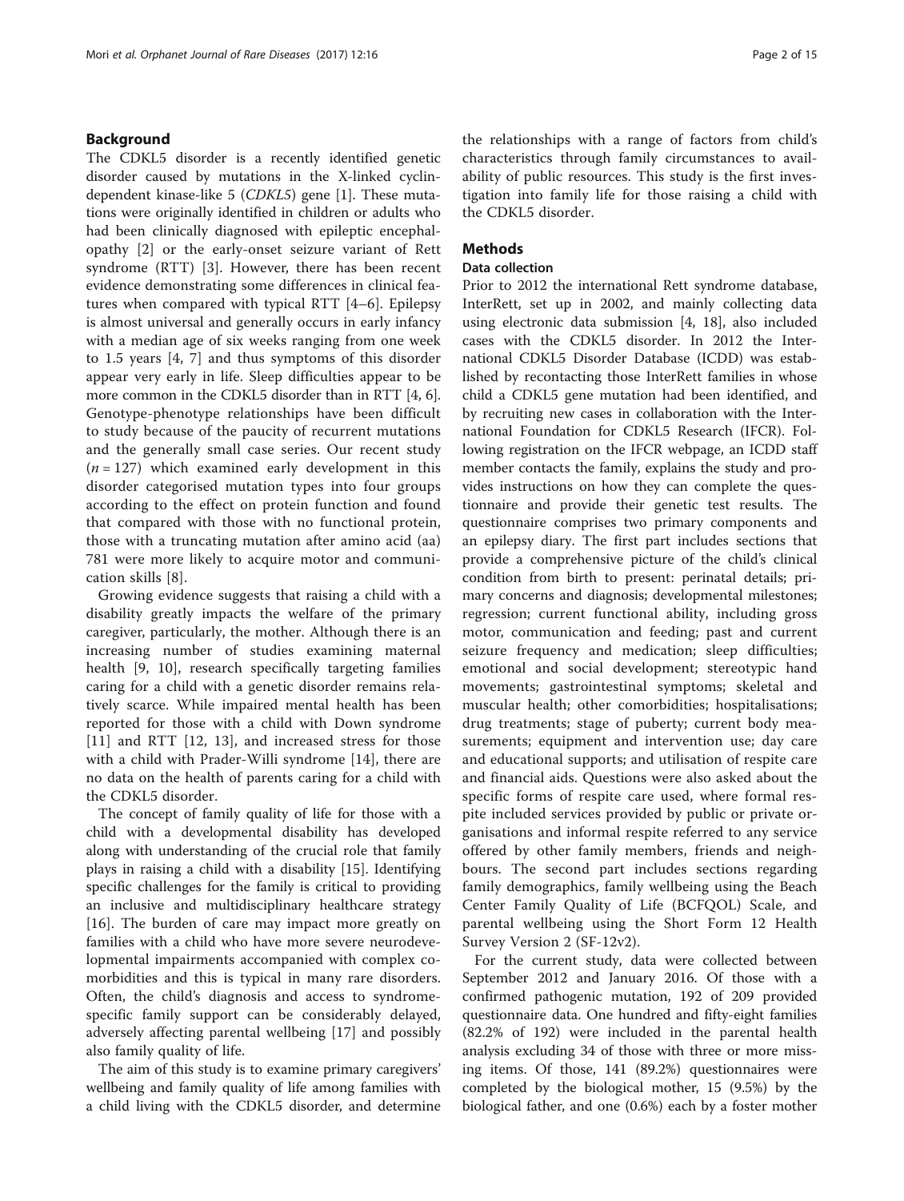## Background

The CDKL5 disorder is a recently identified genetic disorder caused by mutations in the X-linked cyclin-dependent kinase-like 5 (*CDKL5*) gene [1]. These mutations were originally identified in children or adults who had been clinically diagnosed with epileptic encephalopathy [2] or the early-onset seizure variant of Rett syndrome (RTT) [3]. However, there has been recent evidence demonstrating some differences in clinical features when compared with typical RTT [4–6]. Epilepsy is almost universal and generally occurs in early infancy with a median age of six weeks ranging from one week to 1.5 years [4, 7] and thus symptoms of this disorder appear very early in life. Sleep difficulties appear to be more common in the CDKL5 disorder than in RTT [4, 6]. Genotype-phenotype relationships have been difficult to study because of the paucity of recurrent mutations and the generally small case series. Our recent study ($n = 127$) which examined early development in this disorder categorised mutation types into four groups according to the effect on protein function and found that compared with those with no functional protein, those with a truncating mutation after amino acid (aa) 781 were more likely to acquire motor and communication skills [8].

Growing evidence suggests that raising a child with a disability greatly impacts the welfare of the primary caregiver, particularly, the mother. Although there is an increasing number of studies examining maternal health [9, 10], research specifically targeting families caring for a child with a genetic disorder remains relatively scarce. While impaired mental health has been reported for those with a child with Down syndrome [11] and RTT [12, 13], and increased stress for those with a child with Prader-Willi syndrome [14], there are no data on the health of parents caring for a child with the CDKL5 disorder.

The concept of family quality of life for those with a child with a developmental disability has developed along with understanding of the crucial role that family plays in raising a child with a disability [15]. Identifying specific challenges for the family is critical to providing an inclusive and multidisciplinary healthcare strategy [16]. The burden of care may impact more greatly on families with a child who have more severe neurodevelopmental impairments accompanied with complex comorbidities and this is typical in many rare disorders. Often, the child's diagnosis and access to syndrome-specific family support can be considerably delayed, adversely affecting parental wellbeing [17] and possibly also family quality of life.

The aim of this study is to examine primary caregivers' wellbeing and family quality of life among families with a child living with the CDKL5 disorder, and determine the relationships with a range of factors from child's characteristics through family circumstances to availability of public resources. This study is the first investigation into family life for those raising a child with the CDKL5 disorder.

## Methods

### Data collection

Prior to 2012 the international Rett syndrome database, InterRett, set up in 2002, and mainly collecting data using electronic data submission [4, 18], also included cases with the CDKL5 disorder. In 2012 the International CDKL5 Disorder Database (ICDD) was established by recontacting those InterRett families in whose child a CDKL5 gene mutation had been identified, and by recruiting new cases in collaboration with the International Foundation for CDKL5 Research (IFCR). Following registration on the IFCR webpage, an ICDD staff member contacts the family, explains the study and provides instructions on how they can complete the questionnaire and provide their genetic test results. The questionnaire comprises two primary components and an epilepsy diary. The first part includes sections that provide a comprehensive picture of the child's clinical condition from birth to present: perinatal details; primary concerns and diagnosis; developmental milestones; regression; current functional ability, including gross motor, communication and feeding; past and current seizure frequency and medication; sleep difficulties; emotional and social development; stereotypic hand movements; gastrointestinal symptoms; skeletal and muscular health; other comorbidities; hospitalisations; drug treatments; stage of puberty; current body measurements; equipment and intervention use; day care and educational supports; and utilisation of respite care and financial aids. Questions were also asked about the specific forms of respite care used, where formal respite included services provided by public or private organisations and informal respite referred to any service offered by other family members, friends and neighbours. The second part includes sections regarding family demographics, family wellbeing using the Beach Center Family Quality of Life (BCFQOL) Scale, and parental wellbeing using the Short Form 12 Health Survey Version 2 (SF-12v2).

For the current study, data were collected between September 2012 and January 2016. Of those with a confirmed pathogenic mutation, 192 of 209 provided questionnaire data. One hundred and fifty-eight families (82.2% of 192) were included in the parental health analysis excluding 34 of those with three or more missing items. Of those, 141 (89.2%) questionnaires were completed by the biological mother, 15 (9.5%) by the biological father, and one (0.6%) each by a foster mother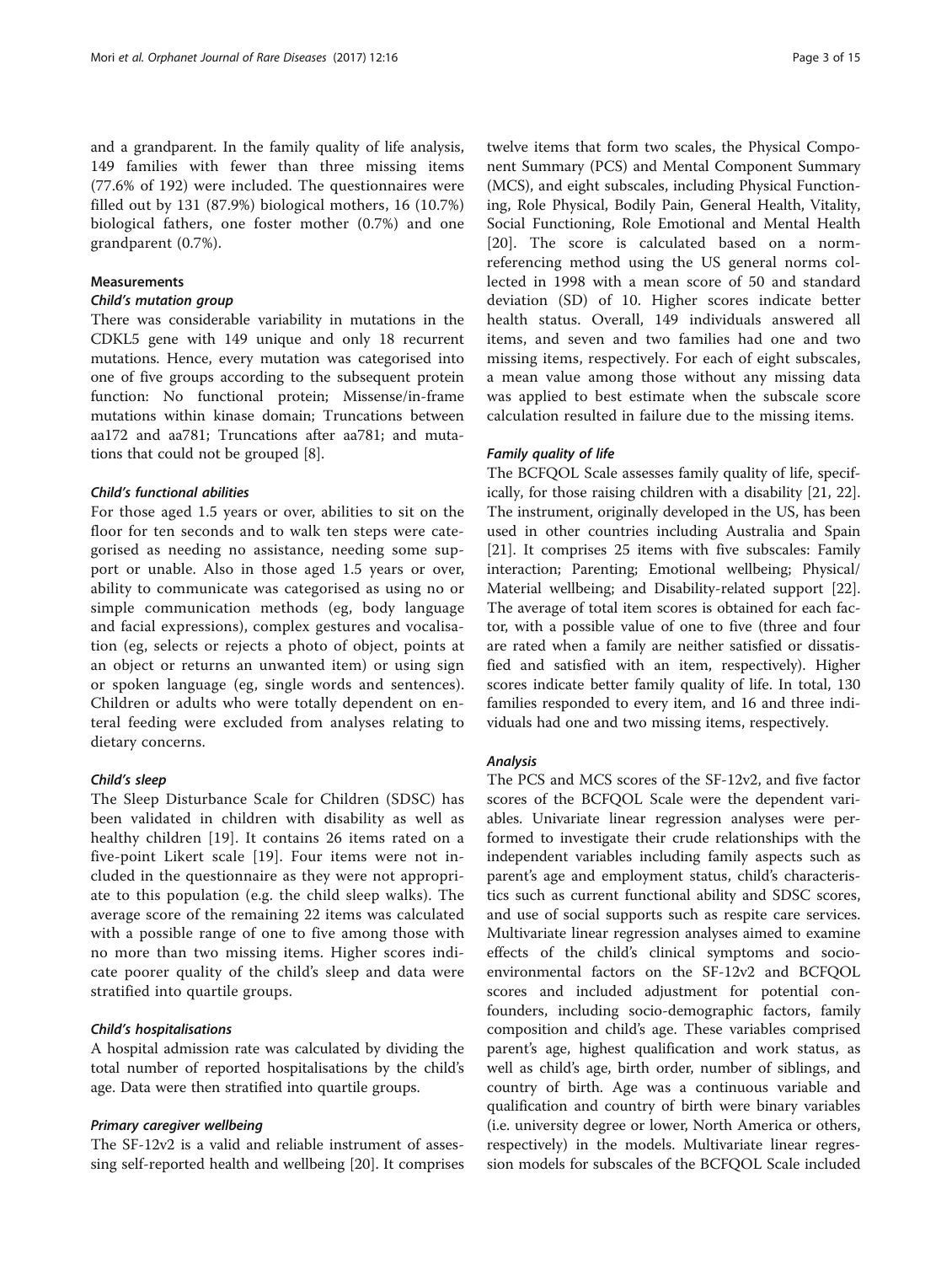and a grandparent. In the family quality of life analysis, 149 families with fewer than three missing items (77.6% of 192) were included. The questionnaires were filled out by 131 (87.9%) biological mothers, 16 (10.7%) biological fathers, one foster mother (0.7%) and one grandparent (0.7%).

## Measurements

### *Child's mutation group*

There was considerable variability in mutations in the CDKL5 gene with 149 unique and only 18 recurrent mutations. Hence, every mutation was categorised into one of five groups according to the subsequent protein function: No functional protein; Missense/in-frame mutations within kinase domain; Truncations between aa172 and aa781; Truncations after aa781; and mutations that could not be grouped [8].

### *Child's functional abilities*

For those aged 1.5 years or over, abilities to sit on the floor for ten seconds and to walk ten steps were categorised as needing no assistance, needing some support or unable. Also in those aged 1.5 years or over, ability to communicate was categorised as using no or simple communication methods (eg, body language and facial expressions), complex gestures and vocalisation (eg, selects or rejects a photo of object, points at an object or returns an unwanted item) or using sign or spoken language (eg, single words and sentences). Children or adults who were totally dependent on enteral feeding were excluded from analyses relating to dietary concerns.

### *Child's sleep*

The Sleep Disturbance Scale for Children (SDSC) has been validated in children with disability as well as healthy children [19]. It contains 26 items rated on a five-point Likert scale [19]. Four items were not included in the questionnaire as they were not appropriate to this population (e.g. the child sleep walks). The average score of the remaining 22 items was calculated with a possible range of one to five among those with no more than two missing items. Higher scores indicate poorer quality of the child's sleep and data were stratified into quartile groups.

### *Child's hospitalisations*

A hospital admission rate was calculated by dividing the total number of reported hospitalisations by the child's age. Data were then stratified into quartile groups.

### *Primary caregiver wellbeing*

The SF-12v2 is a valid and reliable instrument of assessing self-reported health and wellbeing [20]. It comprises twelve items that form two scales, the Physical Component Summary (PCS) and Mental Component Summary (MCS), and eight subscales, including Physical Functioning, Role Physical, Bodily Pain, General Health, Vitality, Social Functioning, Role Emotional and Mental Health [20]. The score is calculated based on a norm-referencing method using the US general norms collected in 1998 with a mean score of 50 and standard deviation (SD) of 10. Higher scores indicate better health status. Overall, 149 individuals answered all items, and seven and two families had one and two missing items, respectively. For each of eight subscales, a mean value among those without any missing data was applied to best estimate when the subscale score calculation resulted in failure due to the missing items.

### *Family quality of life*

The BCFQOL Scale assesses family quality of life, specifically, for those raising children with a disability [21, 22]. The instrument, originally developed in the US, has been used in other countries including Australia and Spain [21]. It comprises 25 items with five subscales: Family interaction; Parenting; Emotional wellbeing; Physical/Material wellbeing; and Disability-related support [22]. The average of total item scores is obtained for each factor, with a possible value of one to five (three and four are rated when a family are neither satisfied or dissatisfied and satisfied with an item, respectively). Higher scores indicate better family quality of life. In total, 130 families responded to every item, and 16 and three individuals had one and two missing items, respectively.

### *Analysis*

The PCS and MCS scores of the SF-12v2, and five factor scores of the BCFQOL Scale were the dependent variables. Univariate linear regression analyses were performed to investigate their crude relationships with the independent variables including family aspects such as parent's age and employment status, child's characteristics such as current functional ability and SDSC scores, and use of social supports such as respite care services. Multivariate linear regression analyses aimed to examine effects of the child's clinical symptoms and socio-environmental factors on the SF-12v2 and BCFQOL scores and included adjustment for potential confounders, including socio-demographic factors, family composition and child's age. These variables comprised parent's age, highest qualification and work status, as well as child's age, birth order, number of siblings, and country of birth. Age was a continuous variable and qualification and country of birth were binary variables (i.e. university degree or lower, North America or others, respectively) in the models. Multivariate linear regression models for subscales of the BCFQOL Scale included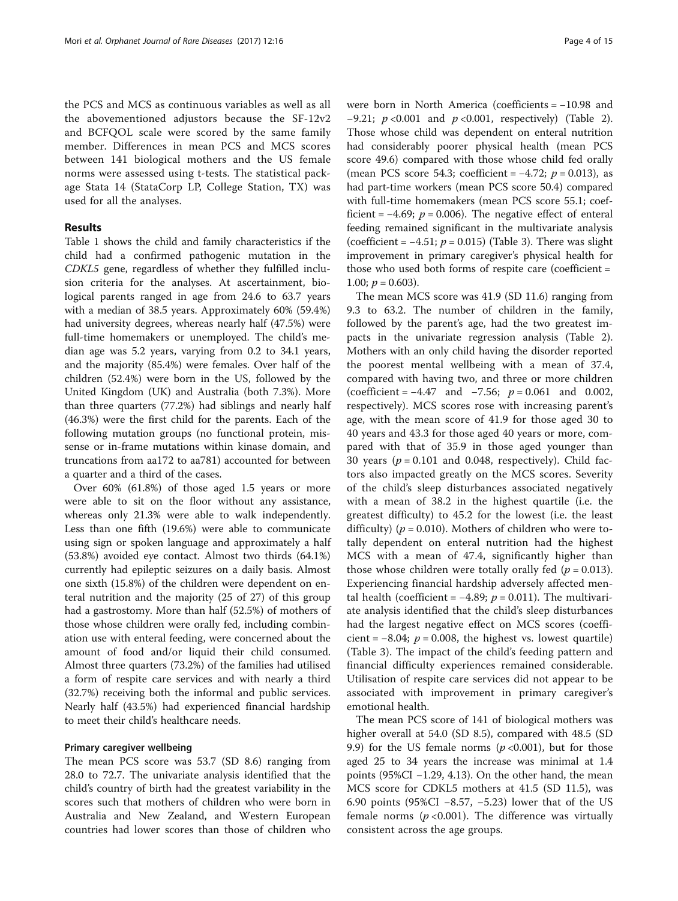the PCS and MCS as continuous variables as well as all the abovementioned adjustors because the SF-12v2 and BCFQOL scale were scored by the same family member. Differences in mean PCS and MCS scores between 141 biological mothers and the US female norms were assessed using t-tests. The statistical package Stata 14 (StataCorp LP, College Station, TX) was used for all the analyses.

## Results

Table 1 shows the child and family characteristics if the child had a confirmed pathogenic mutation in the *CDKL5* gene, regardless of whether they fulfilled inclusion criteria for the analyses. At ascertainment, biological parents ranged in age from 24.6 to 63.7 years with a median of 38.5 years. Approximately 60% (59.4%) had university degrees, whereas nearly half (47.5%) were full-time homemakers or unemployed. The child's median age was 5.2 years, varying from 0.2 to 34.1 years, and the majority (85.4%) were females. Over half of the children (52.4%) were born in the US, followed by the United Kingdom (UK) and Australia (both 7.3%). More than three quarters (77.2%) had siblings and nearly half (46.3%) were the first child for the parents. Each of the following mutation groups (no functional protein, missense or in-frame mutations within kinase domain, and truncations from aa172 to aa781) accounted for between a quarter and a third of the cases.

Over 60% (61.8%) of those aged 1.5 years or more were able to sit on the floor without any assistance, whereas only 21.3% were able to walk independently. Less than one fifth (19.6%) were able to communicate using sign or spoken language and approximately a half (53.8%) avoided eye contact. Almost two thirds (64.1%) currently had epileptic seizures on a daily basis. Almost one sixth (15.8%) of the children were dependent on enteral nutrition and the majority (25 of 27) of this group had a gastrostomy. More than half (52.5%) of mothers of those whose children were orally fed, including combination use with enteral feeding, were concerned about the amount of food and/or liquid their child consumed. Almost three quarters (73.2%) of the families had utilised a form of respite care services and with nearly a third (32.7%) receiving both the informal and public services. Nearly half (43.5%) had experienced financial hardship to meet their child's healthcare needs.

### Primary caregiver wellbeing

The mean PCS score was 53.7 (SD 8.6) ranging from 28.0 to 72.7. The univariate analysis identified that the child's country of birth had the greatest variability in the scores such that mothers of children who were born in Australia and New Zealand, and Western European countries had lower scores than those of children who were born in North America (coefficients = −10.98 and −9.21; $p$ <0.001 and $p$ <0.001, respectively) (Table 2). Those whose child was dependent on enteral nutrition had considerably poorer physical health (mean PCS score 49.6) compared with those whose child fed orally (mean PCS score 54.3; coefficient = −4.72; $p$ = 0.013), as had part-time workers (mean PCS score 50.4) compared with full-time homemakers (mean PCS score 55.1; coefficient = −4.69; $p$ = 0.006). The negative effect of enteral feeding remained significant in the multivariate analysis (coefficient = −4.51; $p$ = 0.015) (Table 3). There was slight improvement in primary caregiver's physical health for those who used both forms of respite care (coefficient = 1.00; $p$ = 0.603).

The mean MCS score was 41.9 (SD 11.6) ranging from 9.3 to 63.2. The number of children in the family, followed by the parent's age, had the two greatest impacts in the univariate regression analysis (Table 2). Mothers with an only child having the disorder reported the poorest mental wellbeing with a mean of 37.4, compared with having two, and three or more children (coefficient = −4.47 and −7.56; $p$ = 0.061 and 0.002, respectively). MCS scores rose with increasing parent's age, with the mean score of 41.9 for those aged 30 to 40 years and 43.3 for those aged 40 years or more, compared with that of 35.9 in those aged younger than 30 years ($p$ = 0.101 and 0.048, respectively). Child factors also impacted greatly on the MCS scores. Severity of the child's sleep disturbances associated negatively with a mean of 38.2 in the highest quartile (i.e. the greatest difficulty) to 45.2 for the lowest (i.e. the least difficulty) ($p$ = 0.010). Mothers of children who were totally dependent on enteral nutrition had the highest MCS with a mean of 47.4, significantly higher than those whose children were totally orally fed ($p$ = 0.013). Experiencing financial hardship adversely affected mental health (coefficient = −4.89; $p$ = 0.011). The multivariate analysis identified that the child's sleep disturbances had the largest negative effect on MCS scores (coefficient = −8.04; $p$ = 0.008, the highest vs. lowest quartile) (Table 3). The impact of the child's feeding pattern and financial difficulty experiences remained considerable. Utilisation of respite care services did not appear to be associated with improvement in primary caregiver's emotional health.

The mean PCS score of 141 of biological mothers was higher overall at 54.0 (SD 8.5), compared with 48.5 (SD 9.9) for the US female norms ($p$ <0.001), but for those aged 25 to 34 years the increase was minimal at 1.4 points (95%CI −1.29, 4.13). On the other hand, the mean MCS score for CDKL5 mothers at 41.5 (SD 11.5), was 6.90 points (95%CI −8.57, −5.23) lower that of the US female norms ($p$ <0.001). The difference was virtually consistent across the age groups.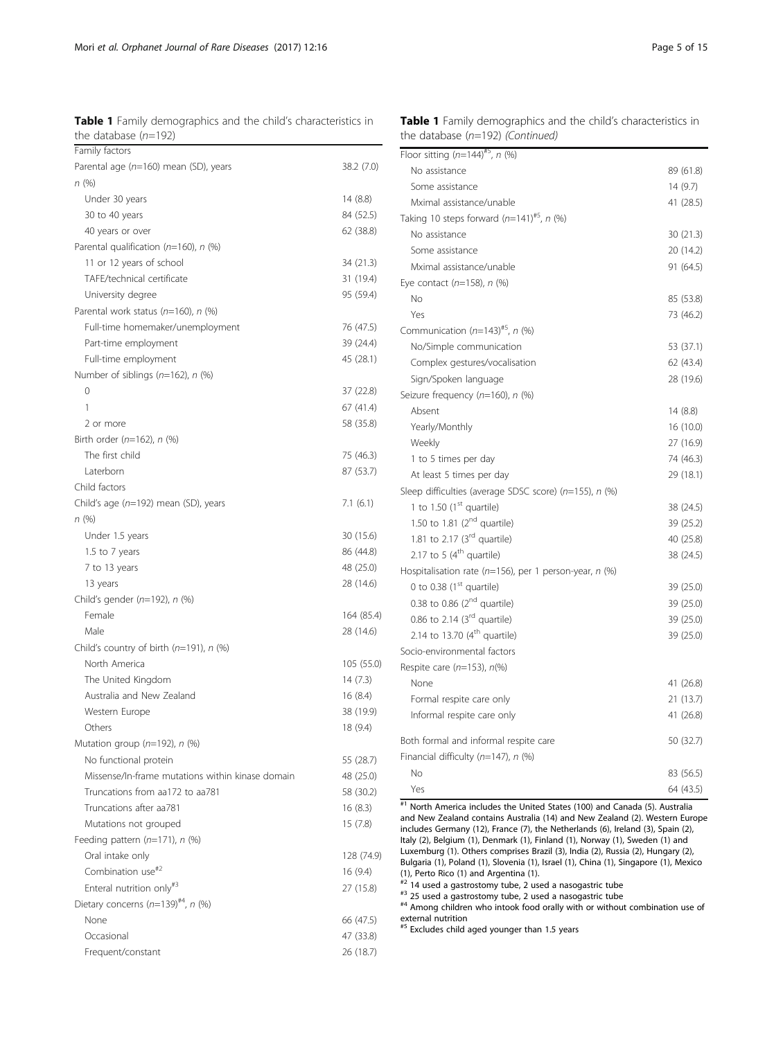**Table 1** Family demographics and the child's characteristics in the database (*n*=192)

| Family factors | |
|---|---|
| Parental age (*n*=160) mean (SD), years | 38.2 (7.0) |
| *n* (%) | |
| Under 30 years | 14 (8.8) |
| 30 to 40 years | 84 (52.5) |
| 40 years or over | 62 (38.8) |
| Parental qualification (*n*=160), *n* (%) | |
| 11 or 12 years of school | 34 (21.3) |
| TAFE/technical certificate | 31 (19.4) |
| University degree | 95 (59.4) |
| Parental work status (*n*=160), *n* (%) | |
| Full-time homemaker/unemployment | 76 (47.5) |
| Part-time employment | 39 (24.4) |
| Full-time employment | 45 (28.1) |
| Number of siblings (*n*=162), *n* (%) | |
| 0 | 37 (22.8) |
| 1 | 67 (41.4) |
| 2 or more | 58 (35.8) |
| Birth order (*n*=162), *n* (%) | |
| The first child | 75 (46.3) |
| Laterborn | 87 (53.7) |
| Child factors | |
| Child's age (*n*=192) mean (SD), years | 7.1 (6.1) |
| *n* (%) | |
| Under 1.5 years | 30 (15.6) |
| 1.5 to 7 years | 86 (44.8) |
| 7 to 13 years | 48 (25.0) |
| 13 years | 28 (14.6) |
| Child's gender (*n*=192), *n* (%) | |
| Female | 164 (85.4) |
| Male | 28 (14.6) |
| Child's country of birth (*n*=191), *n* (%) | |
| North America | 105 (55.0) |
| The United Kingdom | 14 (7.3) |
| Australia and New Zealand | 16 (8.4) |
| Western Europe | 38 (19.9) |
| Others | 18 (9.4) |
| Mutation group (*n*=192), *n* (%) | |
| No functional protein | 55 (28.7) |
| Missense/In-frame mutations within kinase domain | 48 (25.0) |
| Truncations from aa172 to aa781 | 58 (30.2) |
| Truncations after aa781 | 16 (8.3) |
| Mutations not grouped | 15 (7.8) |
| Feeding pattern (*n*=171), *n* (%) | |
| Oral intake only | 128 (74.9) |
| Combination use[#2] | 16 (9.4) |
| Enteral nutrition only[#3] | 27 (15.8) |
| Dietary concerns (*n*=139)[#4], *n* (%) | |
| None | 66 (47.5) |
| Occasional | 47 (33.8) |
| Frequent/constant | 26 (18.7) |

**Table 1** Family demographics and the child's characteristics in the database (*n*=192) *(Continued)*

| | |
|---|---|
| Floor sitting (*n*=144)[#5], *n* (%) | |
| No assistance | 89 (61.8) |
| Some assistance | 14 (9.7) |
| Mximal assistance/unable | 41 (28.5) |
| Taking 10 steps forward (*n*=141)[#5], *n* (%) | |
| No assistance | 30 (21.3) |
| Some assistance | 20 (14.2) |
| Mximal assistance/unable | 91 (64.5) |
| Eye contact (*n*=158), *n* (%) | |
| No | 85 (53.8) |
| Yes | 73 (46.2) |
| Communication (*n*=143)[#5], *n* (%) | |
| No/Simple communication | 53 (37.1) |
| Complex gestures/vocalisation | 62 (43.4) |
| Sign/Spoken language | 28 (19.6) |
| Seizure frequency (*n*=160), *n* (%) | |
| Absent | 14 (8.8) |
| Yearly/Monthly | 16 (10.0) |
| Weekly | 27 (16.9) |
| 1 to 5 times per day | 74 (46.3) |
| At least 5 times per day | 29 (18.1) |
| Sleep difficulties (average SDSC score) (*n*=155), *n* (%) | |
| 1 to 1.50 (1st quartile) | 38 (24.5) |
| 1.50 to 1.81 (2nd quartile) | 39 (25.2) |
| 1.81 to 2.17 (3rd quartile) | 40 (25.8) |
| 2.17 to 5 (4th quartile) | 38 (24.5) |
| Hospitalisation rate (*n*=156), per 1 person-year, *n* (%) | |
| 0 to 0.38 (1st quartile) | 39 (25.0) |
| 0.38 to 0.86 (2nd quartile) | 39 (25.0) |
| 0.86 to 2.14 (3rd quartile) | 39 (25.0) |
| 2.14 to 13.70 (4th quartile) | 39 (25.0) |
| Socio-environmental factors | |
| Respite care (*n*=153), *n*(%) | |
| None | 41 (26.8) |
| Formal respite care only | 21 (13.7) |
| Informal respite care only | 41 (26.8) |
| Both formal and informal respite care | 50 (32.7) |
| Financial difficulty (*n*=147), *n* (%) | |
| No | 83 (56.5) |
| Yes | 64 (43.5) |

[#1] North America includes the United States (100) and Canada (5). Australia and New Zealand contains Australia (14) and New Zealand (2). Western Europe includes Germany (12), France (7), the Netherlands (6), Ireland (3), Spain (2), Italy (2), Belgium (1), Denmark (1), Finland (1), Norway (1), Sweden (1) and Luxemburg (1). Others comprises Brazil (3), India (2), Russia (2), Hungary (2), Bulgaria (1), Poland (1), Slovenia (1), Israel (1), China (1), Singapore (1), Mexico (1), Perto Rico (1) and Argentina (1).
[#2] 14 used a gastrostomy tube, 2 used a nasogastric tube
[#3] 25 used a gastrostomy tube, 2 used a nasogastric tube
[#4] Among children who intook food orally with or without combination use of external nutrition
[#5] Excludes child aged younger than 1.5 years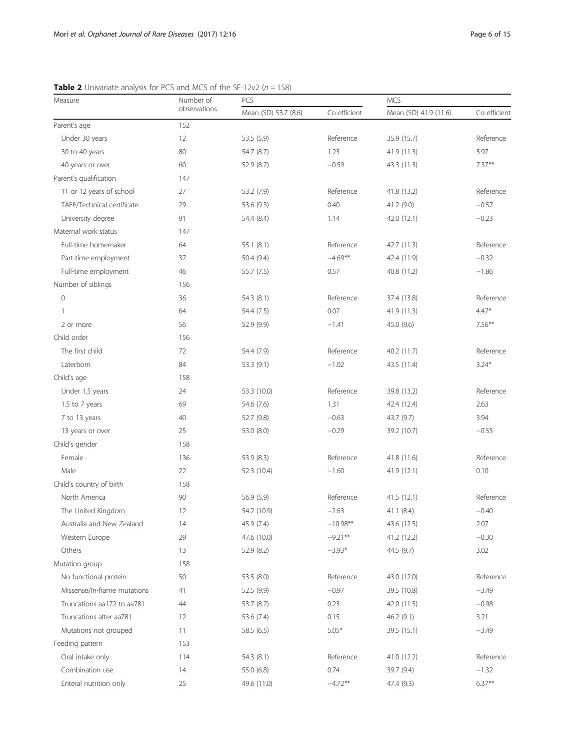**Table 2** Univariate analysis for PCS and MCS of the SF-12v2 ($n = 158$)

| Measure | Number of observations | PCS | | MCS | |
|---|---|---|---|---|---|
| | | Mean (SD) 53.7 (8.6) | Co-efficient | Mean (SD) 41.9 (11.6) | Co-efficient |
| Parent's age | 152 | | | | |
| Under 30 years | 12 | 53.5 (5.9) | Reference | 35.9 (15.7) | Reference |
| 30 to 40 years | 80 | 54.7 (8.7) | 1.23 | 41.9 (11.3) | 5.97 |
| 40 years or over | 60 | 52.9 (8.7) | −0.59 | 43.3 (11.3) | 7.37** |
| Parent's qualification | 147 | | | | |
| 11 or 12 years of school | 27 | 53.2 (7.9) | Reference | 41.8 (13.2) | Reference |
| TAFE/Technical certificate | 29 | 53.6 (9.3) | 0.40 | 41.2 (9.0) | −0.57 |
| University degree | 91 | 54.4 (8.4) | 1.14 | 42.0 (12.1) | −0.23 |
| Maternal work status | 147 | | | | |
| Full-time homemaker | 64 | 55.1 (8.1) | Reference | 42.7 (11.3) | Reference |
| Part-time employment | 37 | 50.4 (9.4) | −4.69** | 42.4 (11.9) | −0.32 |
| Full-time employment | 46 | 55.7 (7.5) | 0.57 | 40.8 (11.2) | −1.86 |
| Number of siblings | 156 | | | | |
| 0 | 36 | 54.3 (8.1) | Reference | 37.4 (13.8) | Reference |
| 1 | 64 | 54.4 (7.5) | 0.07 | 41.9 (11.3) | 4.47* |
| 2 or more | 56 | 52.9 (9.9) | −1.41 | 45.0 (9.6) | 7.56** |
| Child order | 156 | | | | |
| The first child | 72 | 54.4 (7.9) | Reference | 40.2 (11.7) | Reference |
| Laterborn | 84 | 53.3 (9.1) | −1.02 | 43.5 (11.4) | 3.24* |
| Child's age | 158 | | | | |
| Under 1.5 years | 24 | 53.3 (10.0) | Reference | 39.8 (13.2) | Reference |
| 1.5 to 7 years | 69 | 54.6 (7.6) | 1.31 | 42.4 (12.4) | 2.63 |
| 7 to 13 years | 40 | 52.7 (9.8) | −0.63 | 43.7 (9.7) | 3.94 |
| 13 years or over | 25 | 53.0 (8.0) | −0.29 | 39.2 (10.7) | −0.55 |
| Child's gender | 158 | | | | |
| Female | 136 | 53.9 (8.3) | Reference | 41.8 (11.6) | Reference |
| Male | 22 | 52.3 (10.4) | −1.60 | 41.9 (12.1) | 0.10 |
| Child's country of birth | 158 | | | | |
| North America | 90 | 56.9 (5.9) | Reference | 41.5 (12.1) | Reference |
| The United Kingdom | 12 | 54.2 (10.9) | −2.63 | 41.1 (8.4) | −0.40 |
| Australia and New Zealand | 14 | 45.9 (7.4) | −10.98** | 43.6 (12.5) | 2.07 |
| Western Europe | 29 | 47.6 (10.0) | −9.21** | 41.2 (12.2) | −0.30 |
| Others | 13 | 52.9 (8.2) | −3.93* | 44.5 (9.7) | 3.02 |
| Mutation group | 158 | | | | |
| No functional protein | 50 | 53.5 (8.0) | Reference | 43.0 (12.0) | Reference |
| Missense/In-frame mutations | 41 | 52.5 (9.9) | −0.97 | 39.5 (10.8) | −3.49 |
| Truncations aa172 to aa781 | 44 | 53.7 (8.7) | 0.23 | 42.0 (11.5) | −0.98 |
| Truncations after aa781 | 12 | 53.6 (7.4) | 0.15 | 46.2 (9.1) | 3.21 |
| Mutations not grouped | 11 | 58.5 (6.5) | 5.05* | 39.5 (15.1) | −3.49 |
| Feeding pattern | 153 | | | | |
| Oral intake only | 114 | 54.3 (8.1) | Reference | 41.0 (12.2) | Reference |
| Combination use | 14 | 55.0 (6.8) | 0.74 | 39.7 (9.4) | −1.32 |
| Enteral nutrition only | 25 | 49.6 (11.0) | −4.72** | 47.4 (9.3) | 6.37** |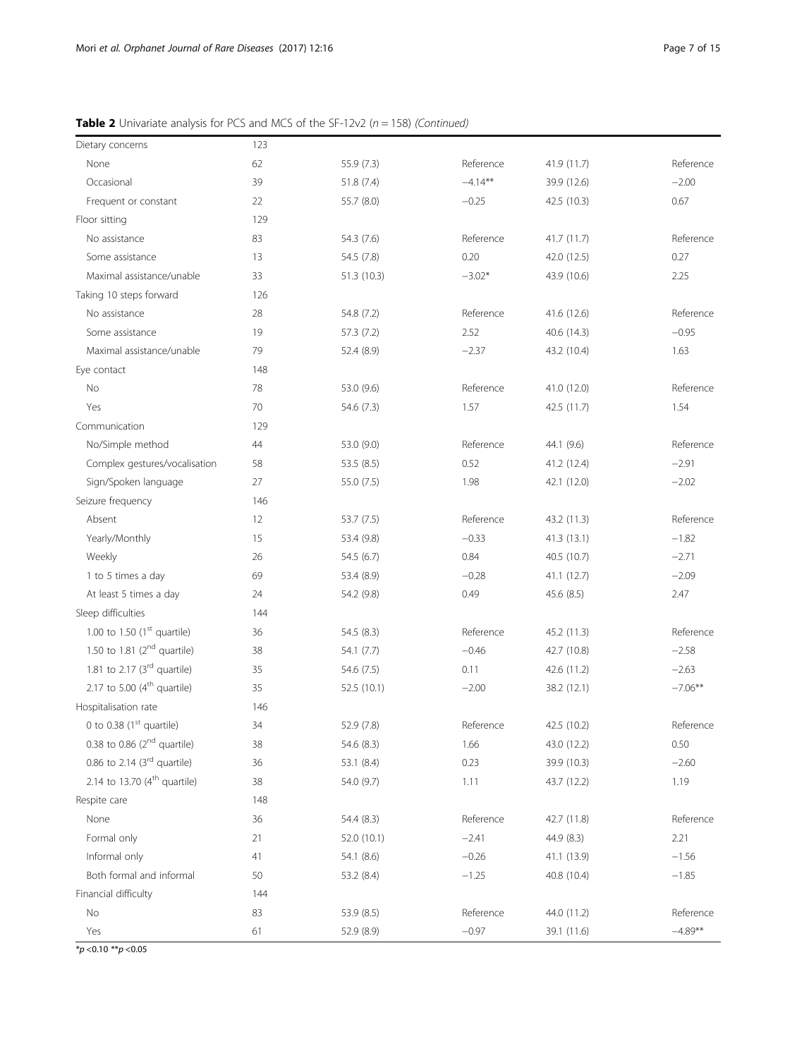**Table 2** Univariate analysis for PCS and MCS of the SF-12v2 ($n = 158$) *(Continued)*

| | | | | | |
|---|---|---|---|---|---|
| Dietary concerns | 123 | | | | |
| None | 62 | 55.9 (7.3) | Reference | 41.9 (11.7) | Reference |
| Occasional | 39 | 51.8 (7.4) | −4.14** | 39.9 (12.6) | −2.00 |
| Frequent or constant | 22 | 55.7 (8.0) | −0.25 | 42.5 (10.3) | 0.67 |
| Floor sitting | 129 | | | | |
| No assistance | 83 | 54.3 (7.6) | Reference | 41.7 (11.7) | Reference |
| Some assistance | 13 | 54.5 (7.8) | 0.20 | 42.0 (12.5) | 0.27 |
| Maximal assistance/unable | 33 | 51.3 (10.3) | −3.02* | 43.9 (10.6) | 2.25 |
| Taking 10 steps forward | 126 | | | | |
| No assistance | 28 | 54.8 (7.2) | Reference | 41.6 (12.6) | Reference |
| Some assistance | 19 | 57.3 (7.2) | 2.52 | 40.6 (14.3) | −0.95 |
| Maximal assistance/unable | 79 | 52.4 (8.9) | −2.37 | 43.2 (10.4) | 1.63 |
| Eye contact | 148 | | | | |
| No | 78 | 53.0 (9.6) | Reference | 41.0 (12.0) | Reference |
| Yes | 70 | 54.6 (7.3) | 1.57 | 42.5 (11.7) | 1.54 |
| Communication | 129 | | | | |
| No/Simple method | 44 | 53.0 (9.0) | Reference | 44.1 (9.6) | Reference |
| Complex gestures/vocalisation | 58 | 53.5 (8.5) | 0.52 | 41.2 (12.4) | −2.91 |
| Sign/Spoken language | 27 | 55.0 (7.5) | 1.98 | 42.1 (12.0) | −2.02 |
| Seizure frequency | 146 | | | | |
| Absent | 12 | 53.7 (7.5) | Reference | 43.2 (11.3) | Reference |
| Yearly/Monthly | 15 | 53.4 (9.8) | −0.33 | 41.3 (13.1) | −1.82 |
| Weekly | 26 | 54.5 (6.7) | 0.84 | 40.5 (10.7) | −2.71 |
| 1 to 5 times a day | 69 | 53.4 (8.9) | −0.28 | 41.1 (12.7) | −2.09 |
| At least 5 times a day | 24 | 54.2 (9.8) | 0.49 | 45.6 (8.5) | 2.47 |
| Sleep difficulties | 144 | | | | |
| 1.00 to 1.50 (1st quartile) | 36 | 54.5 (8.3) | Reference | 45.2 (11.3) | Reference |
| 1.50 to 1.81 (2nd quartile) | 38 | 54.1 (7.7) | −0.46 | 42.7 (10.8) | −2.58 |
| 1.81 to 2.17 (3rd quartile) | 35 | 54.6 (7.5) | 0.11 | 42.6 (11.2) | −2.63 |
| 2.17 to 5.00 (4th quartile) | 35 | 52.5 (10.1) | −2.00 | 38.2 (12.1) | −7.06** |
| Hospitalisation rate | 146 | | | | |
| 0 to 0.38 (1st quartile) | 34 | 52.9 (7.8) | Reference | 42.5 (10.2) | Reference |
| 0.38 to 0.86 (2nd quartile) | 38 | 54.6 (8.3) | 1.66 | 43.0 (12.2) | 0.50 |
| 0.86 to 2.14 (3rd quartile) | 36 | 53.1 (8.4) | 0.23 | 39.9 (10.3) | −2.60 |
| 2.14 to 13.70 (4th quartile) | 38 | 54.0 (9.7) | 1.11 | 43.7 (12.2) | 1.19 |
| Respite care | 148 | | | | |
| None | 36 | 54.4 (8.3) | Reference | 42.7 (11.8) | Reference |
| Formal only | 21 | 52.0 (10.1) | −2.41 | 44.9 (8.3) | 2.21 |
| Informal only | 41 | 54.1 (8.6) | −0.26 | 41.1 (13.9) | −1.56 |
| Both formal and informal | 50 | 53.2 (8.4) | −1.25 | 40.8 (10.4) | −1.85 |
| Financial difficulty | 144 | | | | |
| No | 83 | 53.9 (8.5) | Reference | 44.0 (11.2) | Reference |
| Yes | 61 | 52.9 (8.9) | −0.97 | 39.1 (11.6) | −4.89** |

*$p < 0.10$ **$p < 0.05$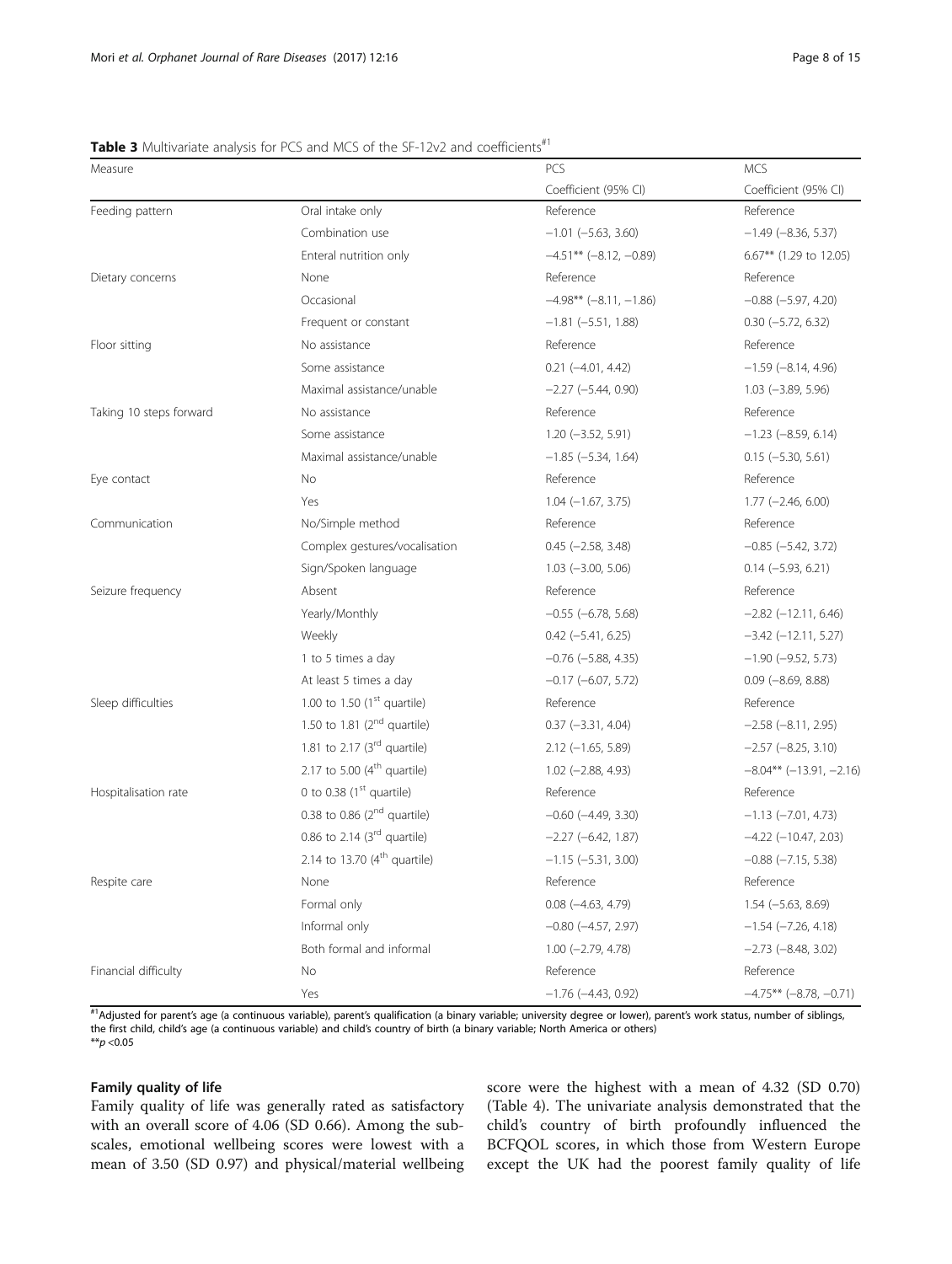**Table 3** Multivariate analysis for PCS and MCS of the SF-12v2 and coefficients[#1]

| Measure | | PCS | MCS |
|---|---|---|---|
| | | Coefficient (95% CI) | Coefficient (95% CI) |
| Feeding pattern | Oral intake only | Reference | Reference |
| | Combination use | −1.01 (−5.63, 3.60) | −1.49 (−8.36, 5.37) |
| | Enteral nutrition only | −4.51** (−8.12, −0.89) | 6.67** (1.29 to 12.05) |
| Dietary concerns | None | Reference | Reference |
| | Occasional | −4.98** (−8.11, −1.86) | −0.88 (−5.97, 4.20) |
| | Frequent or constant | −1.81 (−5.51, 1.88) | 0.30 (−5.72, 6.32) |
| Floor sitting | No assistance | Reference | Reference |
| | Some assistance | 0.21 (−4.01, 4.42) | −1.59 (−8.14, 4.96) |
| | Maximal assistance/unable | −2.27 (−5.44, 0.90) | 1.03 (−3.89, 5.96) |
| Taking 10 steps forward | No assistance | Reference | Reference |
| | Some assistance | 1.20 (−3.52, 5.91) | −1.23 (−8.59, 6.14) |
| | Maximal assistance/unable | −1.85 (−5.34, 1.64) | 0.15 (−5.30, 5.61) |
| Eye contact | No | Reference | Reference |
| | Yes | 1.04 (−1.67, 3.75) | 1.77 (−2.46, 6.00) |
| Communication | No/Simple method | Reference | Reference |
| | Complex gestures/vocalisation | 0.45 (−2.58, 3.48) | −0.85 (−5.42, 3.72) |
| | Sign/Spoken language | 1.03 (−3.00, 5.06) | 0.14 (−5.93, 6.21) |
| Seizure frequency | Absent | Reference | Reference |
| | Yearly/Monthly | −0.55 (−6.78, 5.68) | −2.82 (−12.11, 6.46) |
| | Weekly | 0.42 (−5.41, 6.25) | −3.42 (−12.11, 5.27) |
| | 1 to 5 times a day | −0.76 (−5.88, 4.35) | −1.90 (−9.52, 5.73) |
| | At least 5 times a day | −0.17 (−6.07, 5.72) | 0.09 (−8.69, 8.88) |
| Sleep difficulties | 1.00 to 1.50 (1st quartile) | Reference | Reference |
| | 1.50 to 1.81 (2nd quartile) | 0.37 (−3.31, 4.04) | −2.58 (−8.11, 2.95) |
| | 1.81 to 2.17 (3rd quartile) | 2.12 (−1.65, 5.89) | −2.57 (−8.25, 3.10) |
| | 2.17 to 5.00 (4th quartile) | 1.02 (−2.88, 4.93) | −8.04** (−13.91, −2.16) |
| Hospitalisation rate | 0 to 0.38 (1st quartile) | Reference | Reference |
| | 0.38 to 0.86 (2nd quartile) | −0.60 (−4.49, 3.30) | −1.13 (−7.01, 4.73) |
| | 0.86 to 2.14 (3rd quartile) | −2.27 (−6.42, 1.87) | −4.22 (−10.47, 2.03) |
| | 2.14 to 13.70 (4th quartile) | −1.15 (−5.31, 3.00) | −0.88 (−7.15, 5.38) |
| Respite care | None | Reference | Reference |
| | Formal only | 0.08 (−4.63, 4.79) | 1.54 (−5.63, 8.69) |
| | Informal only | −0.80 (−4.57, 2.97) | −1.54 (−7.26, 4.18) |
| | Both formal and informal | 1.00 (−2.79, 4.78) | −2.73 (−8.48, 3.02) |
| Financial difficulty | No | Reference | Reference |
| | Yes | −1.76 (−4.43, 0.92) | −4.75** (−8.78, −0.71) |

[#1] Adjusted for parent's age (a continuous variable), parent's qualification (a binary variable; university degree or lower), parent's work status, number of siblings, the first child, child's age (a continuous variable) and child's country of birth (a binary variable; North America or others)
** $p < 0.05$

#### Family quality of life

Family quality of life was generally rated as satisfactory with an overall score of 4.06 (SD 0.66). Among the subscales, emotional wellbeing scores were lowest with a mean of 3.50 (SD 0.97) and physical/material wellbeing score were the highest with a mean of 4.32 (SD 0.70) (Table 4). The univariate analysis demonstrated that the child's country of birth profoundly influenced the BCFQOL scores, in which those from Western Europe except the UK had the poorest family quality of life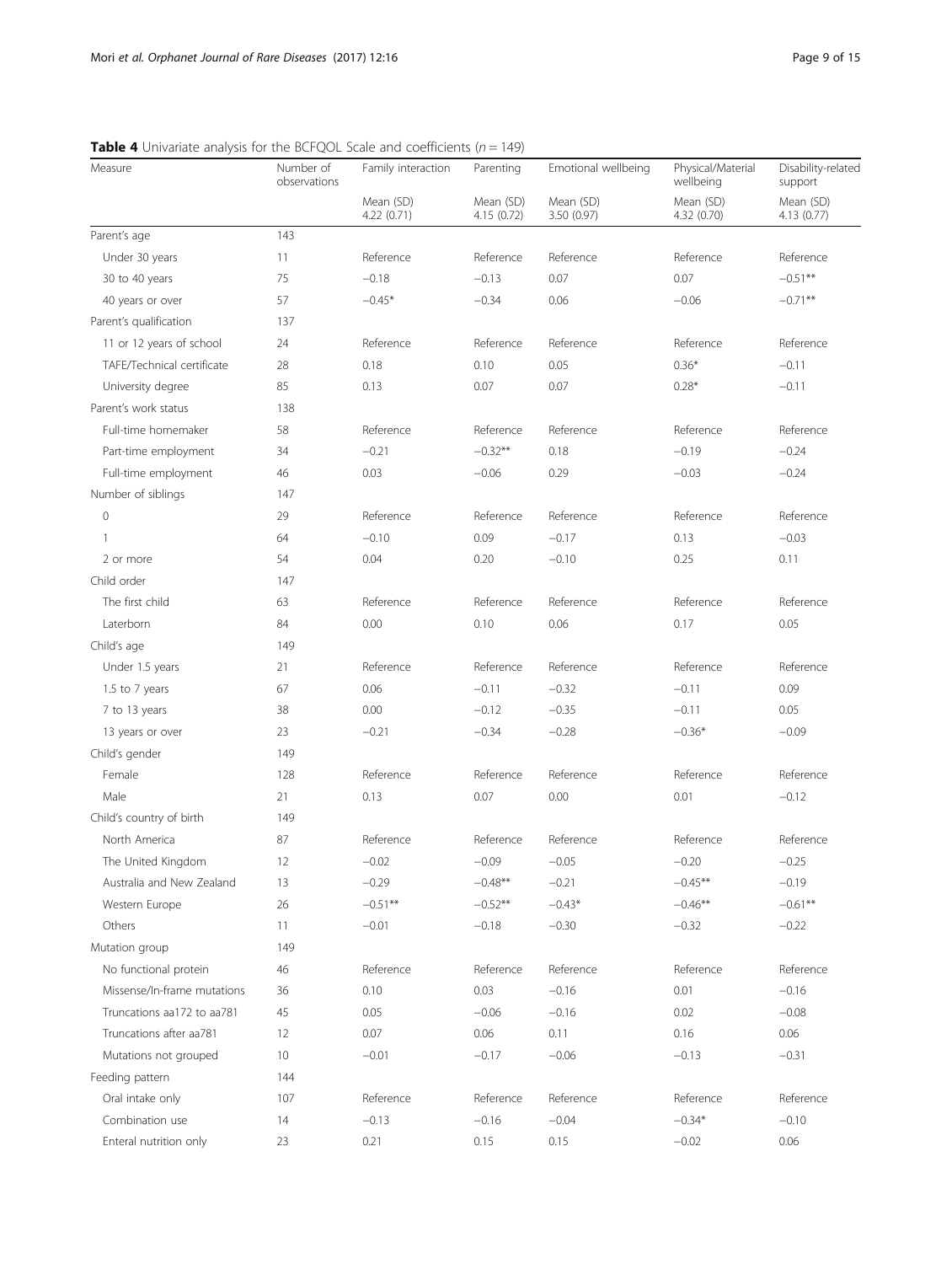**Table 4** Univariate analysis for the BCFQOL Scale and coefficients ($n$ = 149)

| Measure | Number of observations | Family interaction | Parenting | Emotional wellbeing | Physical/Material wellbeing | Disability-related support |
|---|---|---|---|---|---|---|
| | | Mean (SD) 4.22 (0.71) | Mean (SD) 4.15 (0.72) | Mean (SD) 3.50 (0.97) | Mean (SD) 4.32 (0.70) | Mean (SD) 4.13 (0.77) |
| Parent's age | 143 | | | | | |
| Under 30 years | 11 | Reference | Reference | Reference | Reference | Reference |
| 30 to 40 years | 75 | −0.18 | −0.13 | 0.07 | 0.07 | −0.51** |
| 40 years or over | 57 | −0.45* | −0.34 | 0.06 | −0.06 | −0.71** |
| Parent's qualification | 137 | | | | | |
| 11 or 12 years of school | 24 | Reference | Reference | Reference | Reference | Reference |
| TAFE/Technical certificate | 28 | 0.18 | 0.10 | 0.05 | 0.36* | −0.11 |
| University degree | 85 | 0.13 | 0.07 | 0.07 | 0.28* | −0.11 |
| Parent's work status | 138 | | | | | |
| Full-time homemaker | 58 | Reference | Reference | Reference | Reference | Reference |
| Part-time employment | 34 | −0.21 | −0.32** | 0.18 | −0.19 | −0.24 |
| Full-time employment | 46 | 0.03 | −0.06 | 0.29 | −0.03 | −0.24 |
| Number of siblings | 147 | | | | | |
| 0 | 29 | Reference | Reference | Reference | Reference | Reference |
| 1 | 64 | −0.10 | 0.09 | −0.17 | 0.13 | −0.03 |
| 2 or more | 54 | 0.04 | 0.20 | −0.10 | 0.25 | 0.11 |
| Child order | 147 | | | | | |
| The first child | 63 | Reference | Reference | Reference | Reference | Reference |
| Laterborn | 84 | 0.00 | 0.10 | 0.06 | 0.17 | 0.05 |
| Child's age | 149 | | | | | |
| Under 1.5 years | 21 | Reference | Reference | Reference | Reference | Reference |
| 1.5 to 7 years | 67 | 0.06 | −0.11 | −0.32 | −0.11 | 0.09 |
| 7 to 13 years | 38 | 0.00 | −0.12 | −0.35 | −0.11 | 0.05 |
| 13 years or over | 23 | −0.21 | −0.34 | −0.28 | −0.36* | −0.09 |
| Child's gender | 149 | | | | | |
| Female | 128 | Reference | Reference | Reference | Reference | Reference |
| Male | 21 | 0.13 | 0.07 | 0.00 | 0.01 | −0.12 |
| Child's country of birth | 149 | | | | | |
| North America | 87 | Reference | Reference | Reference | Reference | Reference |
| The United Kingdom | 12 | −0.02 | −0.09 | −0.05 | −0.20 | −0.25 |
| Australia and New Zealand | 13 | −0.29 | −0.48** | −0.21 | −0.45** | −0.19 |
| Western Europe | 26 | −0.51** | −0.52** | −0.43* | −0.46** | −0.61** |
| Others | 11 | −0.01 | −0.18 | −0.30 | −0.32 | −0.22 |
| Mutation group | 149 | | | | | |
| No functional protein | 46 | Reference | Reference | Reference | Reference | Reference |
| Missense/In-frame mutations | 36 | 0.10 | 0.03 | −0.16 | 0.01 | −0.16 |
| Truncations aa172 to aa781 | 45 | 0.05 | −0.06 | −0.16 | 0.02 | −0.08 |
| Truncations after aa781 | 12 | 0.07 | 0.06 | 0.11 | 0.16 | 0.06 |
| Mutations not grouped | 10 | −0.01 | −0.17 | −0.06 | −0.13 | −0.31 |
| Feeding pattern | 144 | | | | | |
| Oral intake only | 107 | Reference | Reference | Reference | Reference | Reference |
| Combination use | 14 | −0.13 | −0.16 | −0.04 | −0.34* | −0.10 |
| Enteral nutrition only | 23 | 0.21 | 0.15 | 0.15 | −0.02 | 0.06 |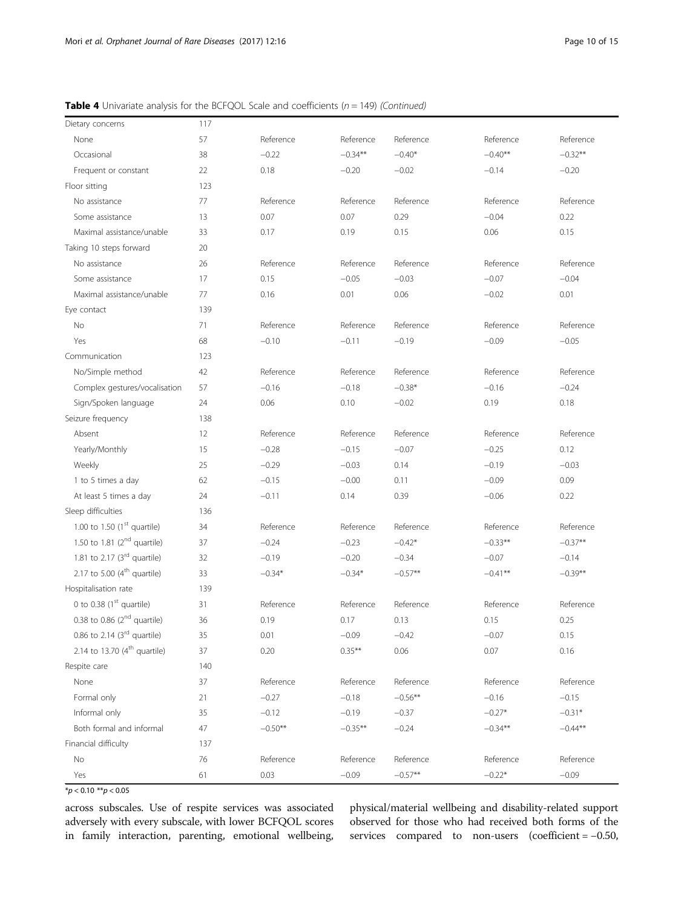**Table 4** Univariate analysis for the BCFQOL Scale and coefficients ($n = 149$) *(Continued)*

| | | | | | | |
|---|---|---|---|---|---|---|
| Dietary concerns | 117 | | | | | |
| None | 57 | Reference | Reference | Reference | Reference | Reference |
| Occasional | 38 | −0.22 | −0.34** | −0.40* | −0.40** | −0.32** |
| Frequent or constant | 22 | 0.18 | −0.20 | −0.02 | −0.14 | −0.20 |
| Floor sitting | 123 | | | | | |
| No assistance | 77 | Reference | Reference | Reference | Reference | Reference |
| Some assistance | 13 | 0.07 | 0.07 | 0.29 | −0.04 | 0.22 |
| Maximal assistance/unable | 33 | 0.17 | 0.19 | 0.15 | 0.06 | 0.15 |
| Taking 10 steps forward | 20 | | | | | |
| No assistance | 26 | Reference | Reference | Reference | Reference | Reference |
| Some assistance | 17 | 0.15 | −0.05 | −0.03 | −0.07 | −0.04 |
| Maximal assistance/unable | 77 | 0.16 | 0.01 | 0.06 | −0.02 | 0.01 |
| Eye contact | 139 | | | | | |
| No | 71 | Reference | Reference | Reference | Reference | Reference |
| Yes | 68 | −0.10 | −0.11 | −0.19 | −0.09 | −0.05 |
| Communication | 123 | | | | | |
| No/Simple method | 42 | Reference | Reference | Reference | Reference | Reference |
| Complex gestures/vocalisation | 57 | −0.16 | −0.18 | −0.38* | −0.16 | −0.24 |
| Sign/Spoken language | 24 | 0.06 | 0.10 | −0.02 | 0.19 | 0.18 |
| Seizure frequency | 138 | | | | | |
| Absent | 12 | Reference | Reference | Reference | Reference | Reference |
| Yearly/Monthly | 15 | −0.28 | −0.15 | −0.07 | −0.25 | 0.12 |
| Weekly | 25 | −0.29 | −0.03 | 0.14 | −0.19 | −0.03 |
| 1 to 5 times a day | 62 | −0.15 | −0.00 | 0.11 | −0.09 | 0.09 |
| At least 5 times a day | 24 | −0.11 | 0.14 | 0.39 | −0.06 | 0.22 |
| Sleep difficulties | 136 | | | | | |
| 1.00 to 1.50 (1st quartile) | 34 | Reference | Reference | Reference | Reference | Reference |
| 1.50 to 1.81 (2nd quartile) | 37 | −0.24 | −0.23 | −0.42* | −0.33** | −0.37** |
| 1.81 to 2.17 (3rd quartile) | 32 | −0.19 | −0.20 | −0.34 | −0.07 | −0.14 |
| 2.17 to 5.00 (4th quartile) | 33 | −0.34* | −0.34* | −0.57** | −0.41** | −0.39** |
| Hospitalisation rate | 139 | | | | | |
| 0 to 0.38 (1st quartile) | 31 | Reference | Reference | Reference | Reference | Reference |
| 0.38 to 0.86 (2nd quartile) | 36 | 0.19 | 0.17 | 0.13 | 0.15 | 0.25 |
| 0.86 to 2.14 (3rd quartile) | 35 | 0.01 | −0.09 | −0.42 | −0.07 | 0.15 |
| 2.14 to 13.70 (4th quartile) | 37 | 0.20 | 0.35** | 0.06 | 0.07 | 0.16 |
| Respite care | 140 | | | | | |
| None | 37 | Reference | Reference | Reference | Reference | Reference |
| Formal only | 21 | −0.27 | −0.18 | −0.56** | −0.16 | −0.15 |
| Informal only | 35 | −0.12 | −0.19 | −0.37 | −0.27* | −0.31* |
| Both formal and informal | 47 | −0.50** | −0.35** | −0.24 | −0.34** | −0.44** |
| Financial difficulty | 137 | | | | | |
| No | 76 | Reference | Reference | Reference | Reference | Reference |
| Yes | 61 | 0.03 | −0.09 | −0.57** | −0.22* | −0.09 |

*$p < 0.10$ **$p < 0.05$

across subscales. Use of respite services was associated adversely with every subscale, with lower BCFQOL scores in family interaction, parenting, emotional wellbeing, physical/material wellbeing and disability-related support observed for those who had received both forms of the services compared to non-users (coefficient = −0.50,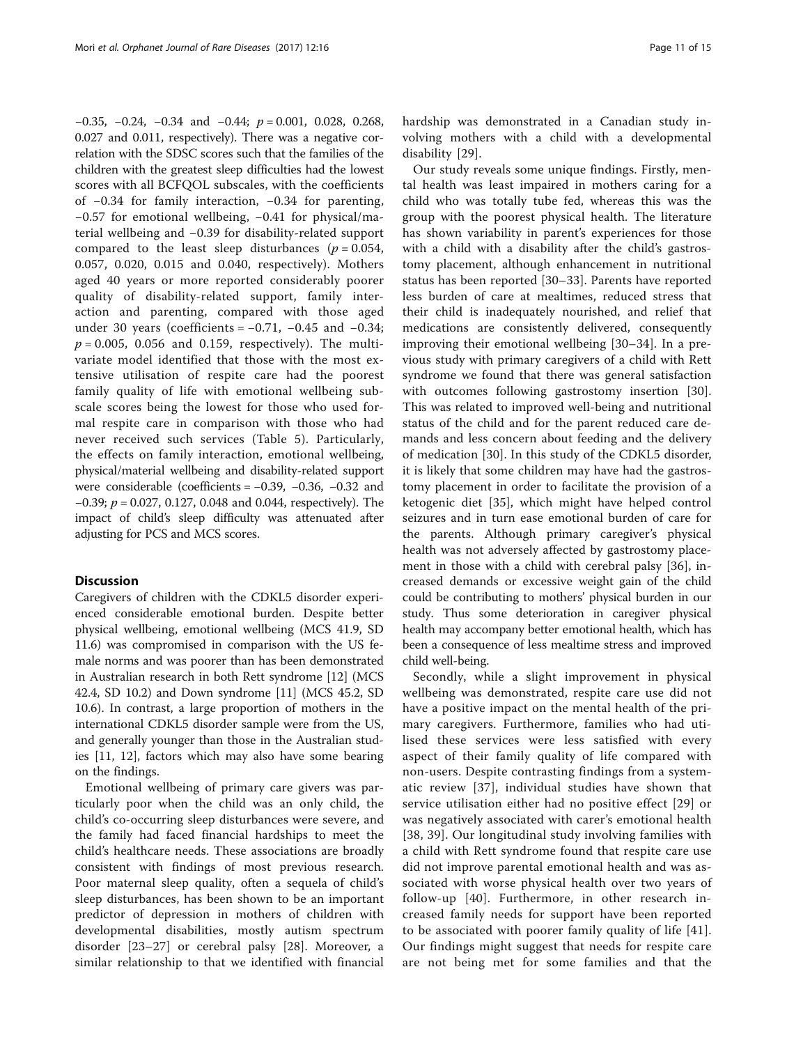−0.35, −0.24, −0.34 and −0.44; $p = 0.001$, 0.028, 0.268, 0.027 and 0.011, respectively). There was a negative correlation with the SDSC scores such that the families of the children with the greatest sleep difficulties had the lowest scores with all BCFQOL subscales, with the coefficients of −0.34 for family interaction, −0.34 for parenting, −0.57 for emotional wellbeing, −0.41 for physical/material wellbeing and −0.39 for disability-related support compared to the least sleep disturbances ($p = 0.054$, 0.057, 0.020, 0.015 and 0.040, respectively). Mothers aged 40 years or more reported considerably poorer quality of disability-related support, family interaction and parenting, compared with those aged under 30 years (coefficients = −0.71, −0.45 and −0.34; $p = 0.005$, 0.056 and 0.159, respectively). The multivariate model identified that those with the most extensive utilisation of respite care had the poorest family quality of life with emotional wellbeing subscale scores being the lowest for those who used formal respite care in comparison with those who had never received such services (Table 5). Particularly, the effects on family interaction, emotional wellbeing, physical/material wellbeing and disability-related support were considerable (coefficients = −0.39, −0.36, −0.32 and −0.39; $p = 0.027$, 0.127, 0.048 and 0.044, respectively). The impact of child's sleep difficulty was attenuated after adjusting for PCS and MCS scores.

## Discussion

Caregivers of children with the CDKL5 disorder experienced considerable emotional burden. Despite better physical wellbeing, emotional wellbeing (MCS 41.9, SD 11.6) was compromised in comparison with the US female norms and was poorer than has been demonstrated in Australian research in both Rett syndrome [12] (MCS 42.4, SD 10.2) and Down syndrome [11] (MCS 45.2, SD 10.6). In contrast, a large proportion of mothers in the international CDKL5 disorder sample were from the US, and generally younger than those in the Australian studies [11, 12], factors which may also have some bearing on the findings.

Emotional wellbeing of primary care givers was particularly poor when the child was an only child, the child's co-occurring sleep disturbances were severe, and the family had faced financial hardships to meet the child's healthcare needs. These associations are broadly consistent with findings of most previous research. Poor maternal sleep quality, often a sequela of child's sleep disturbances, has been shown to be an important predictor of depression in mothers of children with developmental disabilities, mostly autism spectrum disorder [23–27] or cerebral palsy [28]. Moreover, a similar relationship to that we identified with financial hardship was demonstrated in a Canadian study involving mothers with a child with a developmental disability [29].

Our study reveals some unique findings. Firstly, mental health was least impaired in mothers caring for a child who was totally tube fed, whereas this was the group with the poorest physical health. The literature has shown variability in parent's experiences for those with a child with a disability after the child's gastrostomy placement, although enhancement in nutritional status has been reported [30–33]. Parents have reported less burden of care at mealtimes, reduced stress that their child is inadequately nourished, and relief that medications are consistently delivered, consequently improving their emotional wellbeing [30–34]. In a previous study with primary caregivers of a child with Rett syndrome we found that there was general satisfaction with outcomes following gastrostomy insertion [30]. This was related to improved well-being and nutritional status of the child and for the parent reduced care demands and less concern about feeding and the delivery of medication [30]. In this study of the CDKL5 disorder, it is likely that some children may have had the gastrostomy placement in order to facilitate the provision of a ketogenic diet [35], which might have helped control seizures and in turn ease emotional burden of care for the parents. Although primary caregiver's physical health was not adversely affected by gastrostomy placement in those with a child with cerebral palsy [36], increased demands or excessive weight gain of the child could be contributing to mothers' physical burden in our study. Thus some deterioration in caregiver physical health may accompany better emotional health, which has been a consequence of less mealtime stress and improved child well-being.

Secondly, while a slight improvement in physical wellbeing was demonstrated, respite care use did not have a positive impact on the mental health of the primary caregivers. Furthermore, families who had utilised these services were less satisfied with every aspect of their family quality of life compared with non-users. Despite contrasting findings from a systematic review [37], individual studies have shown that service utilisation either had no positive effect [29] or was negatively associated with carer's emotional health [38, 39]. Our longitudinal study involving families with a child with Rett syndrome found that respite care use did not improve parental emotional health and was associated with worse physical health over two years of follow-up [40]. Furthermore, in other research increased family needs for support have been reported to be associated with poorer family quality of life [41]. Our findings might suggest that needs for respite care are not being met for some families and that the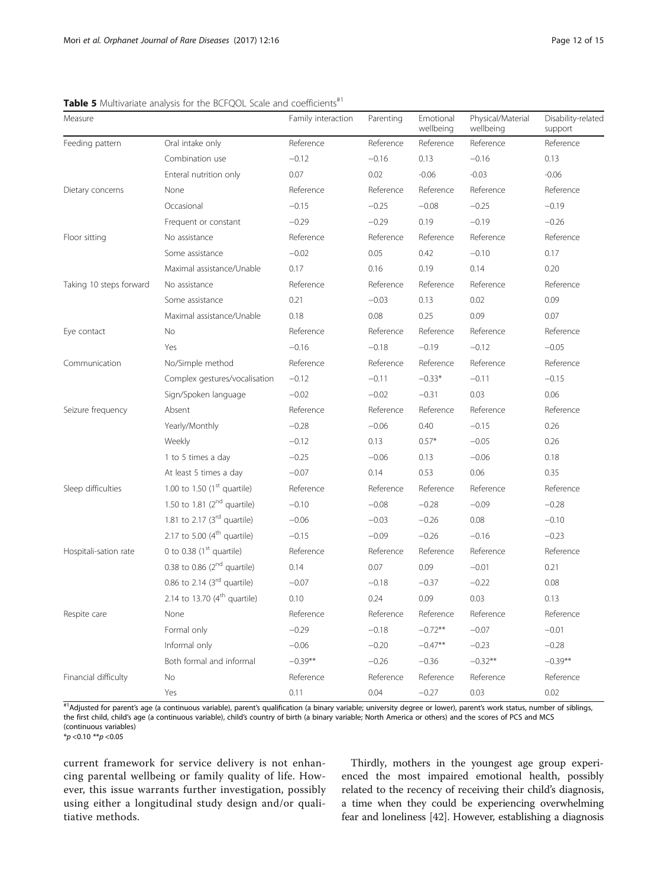**Table 5** Multivariate analysis for the BCFQOL Scale and coefficients[#1]

| Measure | | Family interaction | Parenting | Emotional wellbeing | Physical/Material wellbeing | Disability-related support |
|---|---|---|---|---|---|---|
| Feeding pattern | Oral intake only | Reference | Reference | Reference | Reference | Reference |
| | Combination use | −0.12 | −0.16 | 0.13 | −0.16 | 0.13 |
| | Enteral nutrition only | 0.07 | 0.02 | -0.06 | -0.03 | -0.06 |
| Dietary concerns | None | Reference | Reference | Reference | Reference | Reference |
| | Occasional | −0.15 | −0.25 | −0.08 | −0.25 | −0.19 |
| | Frequent or constant | −0.29 | −0.29 | 0.19 | −0.19 | −0.26 |
| Floor sitting | No assistance | Reference | Reference | Reference | Reference | Reference |
| | Some assistance | −0.02 | 0.05 | 0.42 | −0.10 | 0.17 |
| | Maximal assistance/Unable | 0.17 | 0.16 | 0.19 | 0.14 | 0.20 |
| Taking 10 steps forward | No assistance | Reference | Reference | Reference | Reference | Reference |
| | Some assistance | 0.21 | −0.03 | 0.13 | 0.02 | 0.09 |
| | Maximal assistance/Unable | 0.18 | 0.08 | 0.25 | 0.09 | 0.07 |
| Eye contact | No | Reference | Reference | Reference | Reference | Reference |
| | Yes | −0.16 | −0.18 | −0.19 | −0.12 | −0.05 |
| Communication | No/Simple method | Reference | Reference | Reference | Reference | Reference |
| | Complex gestures/vocalisation | −0.12 | −0.11 | −0.33* | −0.11 | −0.15 |
| | Sign/Spoken language | −0.02 | −0.02 | −0.31 | 0.03 | 0.06 |
| Seizure frequency | Absent | Reference | Reference | Reference | Reference | Reference |
| | Yearly/Monthly | −0.28 | −0.06 | 0.40 | −0.15 | 0.26 |
| | Weekly | −0.12 | 0.13 | 0.57* | −0.05 | 0.26 |
| | 1 to 5 times a day | −0.25 | −0.06 | 0.13 | −0.06 | 0.18 |
| | At least 5 times a day | −0.07 | 0.14 | 0.53 | 0.06 | 0.35 |
| Sleep difficulties | 1.00 to 1.50 (1st quartile) | Reference | Reference | Reference | Reference | Reference |
| | 1.50 to 1.81 (2nd quartile) | −0.10 | −0.08 | −0.28 | −0.09 | −0.28 |
| | 1.81 to 2.17 (3rd quartile) | −0.06 | −0.03 | −0.26 | 0.08 | −0.10 |
| | 2.17 to 5.00 (4th quartile) | −0.15 | −0.09 | −0.26 | −0.16 | −0.23 |
| Hospitali-sation rate | 0 to 0.38 (1st quartile) | Reference | Reference | Reference | Reference | Reference |
| | 0.38 to 0.86 (2nd quartile) | 0.14 | 0.07 | 0.09 | −0.01 | 0.21 |
| | 0.86 to 2.14 (3rd quartile) | −0.07 | −0.18 | −0.37 | −0.22 | 0.08 |
| | 2.14 to 13.70 (4th quartile) | 0.10 | 0.24 | 0.09 | 0.03 | 0.13 |
| Respite care | None | Reference | Reference | Reference | Reference | Reference |
| | Formal only | −0.29 | −0.18 | −0.72** | −0.07 | −0.01 |
| | Informal only | −0.06 | −0.20 | −0.47** | −0.23 | −0.28 |
| | Both formal and informal | −0.39** | −0.26 | −0.36 | −0.32** | −0.39** |
| Financial difficulty | No | Reference | Reference | Reference | Reference | Reference |
| | Yes | 0.11 | 0.04 | −0.27 | 0.03 | 0.02 |

[#1]Adjusted for parent's age (a continuous variable), parent's qualification (a binary variable; university degree or lower), parent's work status, number of siblings, the first child, child's age (a continuous variable), child's country of birth (a binary variable; North America or others) and the scores of PCS and MCS (continuous variables)

*$p < 0.10$ **$p < 0.05$

current framework for service delivery is not enhancing parental wellbeing or family quality of life. However, this issue warrants further investigation, possibly using either a longitudinal study design and/or qualitiative methods.

Thirdly, mothers in the youngest age group experienced the most impaired emotional health, possibly related to the recency of receiving their child's diagnosis, a time when they could be experiencing overwhelming fear and loneliness [42]. However, establishing a diagnosis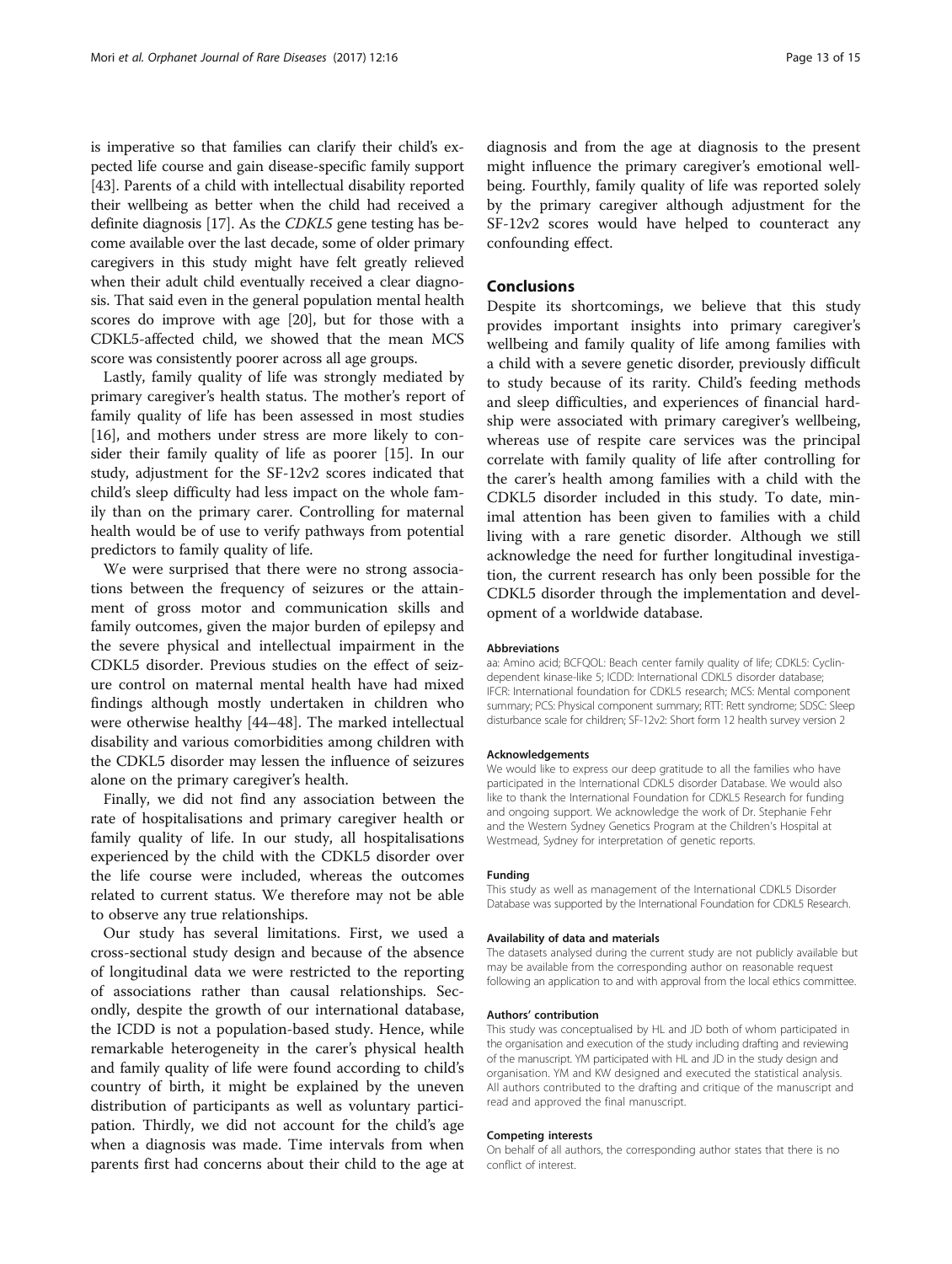is imperative so that families can clarify their child's expected life course and gain disease-specific family support [43]. Parents of a child with intellectual disability reported their wellbeing as better when the child had received a definite diagnosis [17]. As the *CDKL5* gene testing has become available over the last decade, some of older primary caregivers in this study might have felt greatly relieved when their adult child eventually received a clear diagnosis. That said even in the general population mental health scores do improve with age [20], but for those with a CDKL5-affected child, we showed that the mean MCS score was consistently poorer across all age groups.

Lastly, family quality of life was strongly mediated by primary caregiver's health status. The mother's report of family quality of life has been assessed in most studies [16], and mothers under stress are more likely to consider their family quality of life as poorer [15]. In our study, adjustment for the SF-12v2 scores indicated that child's sleep difficulty had less impact on the whole family than on the primary carer. Controlling for maternal health would be of use to verify pathways from potential predictors to family quality of life.

We were surprised that there were no strong associations between the frequency of seizures or the attainment of gross motor and communication skills and family outcomes, given the major burden of epilepsy and the severe physical and intellectual impairment in the CDKL5 disorder. Previous studies on the effect of seizure control on maternal mental health have had mixed findings although mostly undertaken in children who were otherwise healthy [44–48]. The marked intellectual disability and various comorbidities among children with the CDKL5 disorder may lessen the influence of seizures alone on the primary caregiver's health.

Finally, we did not find any association between the rate of hospitalisations and primary caregiver health or family quality of life. In our study, all hospitalisations experienced by the child with the CDKL5 disorder over the life course were included, whereas the outcomes related to current status. We therefore may not be able to observe any true relationships.

Our study has several limitations. First, we used a cross-sectional study design and because of the absence of longitudinal data we were restricted to the reporting of associations rather than causal relationships. Secondly, despite the growth of our international database, the ICDD is not a population-based study. Hence, while remarkable heterogeneity in the carer's physical health and family quality of life were found according to child's country of birth, it might be explained by the uneven distribution of participants as well as voluntary participation. Thirdly, we did not account for the child's age when a diagnosis was made. Time intervals from when parents first had concerns about their child to the age at diagnosis and from the age at diagnosis to the present might influence the primary caregiver's emotional wellbeing. Fourthly, family quality of life was reported solely by the primary caregiver although adjustment for the SF-12v2 scores would have helped to counteract any confounding effect.

## Conclusions

Despite its shortcomings, we believe that this study provides important insights into primary caregiver's wellbeing and family quality of life among families with a child with a severe genetic disorder, previously difficult to study because of its rarity. Child's feeding methods and sleep difficulties, and experiences of financial hardship were associated with primary caregiver's wellbeing, whereas use of respite care services was the principal correlate with family quality of life after controlling for the carer's health among families with a child with the CDKL5 disorder included in this study. To date, minimal attention has been given to families with a child living with a rare genetic disorder. Although we still acknowledge the need for further longitudinal investigation, the current research has only been possible for the CDKL5 disorder through the implementation and development of a worldwide database.

#### Abbreviations

aa: Amino acid; BCFQOL: Beach center family quality of life; CDKL5: Cyclin-dependent kinase-like 5; ICDD: International CDKL5 disorder database; IFCR: International foundation for CDKL5 research; MCS: Mental component summary; PCS: Physical component summary; RTT: Rett syndrome; SDSC: Sleep disturbance scale for children; SF-12v2: Short form 12 health survey version 2

#### Acknowledgements

We would like to express our deep gratitude to all the families who have participated in the International CDKL5 disorder Database. We would also like to thank the International Foundation for CDKL5 Research for funding and ongoing support. We acknowledge the work of Dr. Stephanie Fehr and the Western Sydney Genetics Program at the Children's Hospital at Westmead, Sydney for interpretation of genetic reports.

#### Funding

This study as well as management of the International CDKL5 Disorder Database was supported by the International Foundation for CDKL5 Research.

#### Availability of data and materials

The datasets analysed during the current study are not publicly available but may be available from the corresponding author on reasonable request following an application to and with approval from the local ethics committee.

#### Authors' contribution

This study was conceptualised by HL and JD both of whom participated in the organisation and execution of the study including drafting and reviewing of the manuscript. YM participated with HL and JD in the study design and organisation. YM and KW designed and executed the statistical analysis. All authors contributed to the drafting and critique of the manuscript and read and approved the final manuscript.

#### Competing interests

On behalf of all authors, the corresponding author states that there is no conflict of interest.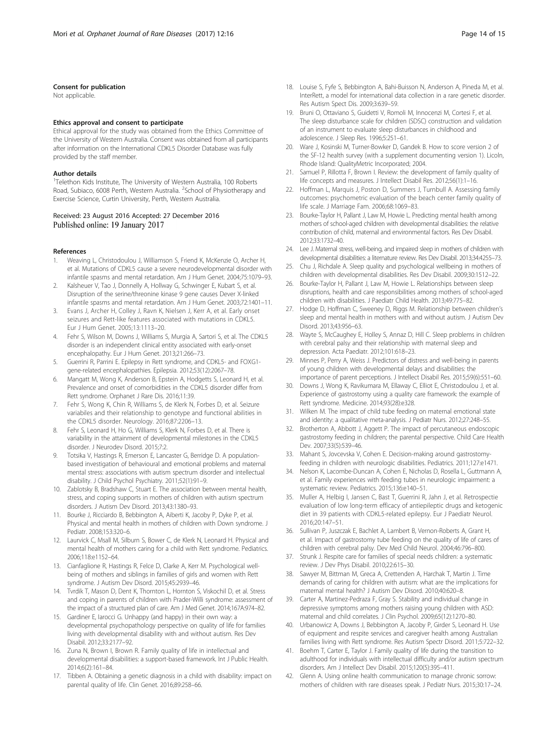#### Consent for publication

Not applicable.

#### Ethics approval and consent to participate

Ethical approval for the study was obtained from the Ethics Committee of the University of Western Australia. Consent was obtained from all participants after information on the International CDKL5 Disorder Database was fully provided by the staff member.

#### Author details

[1]Telethon Kids Institute, The University of Western Australia, 100 Roberts Road, Subiaco, 6008 Perth, Western Australia. [2]School of Physiotherapy and Exercise Science, Curtin University, Perth, Western Australia.

Received: 23 August 2016 Accepted: 27 December 2016
Published online: 19 January 2017

#### References

1. Weaving L, Christodoulou J, Williamson S, Friend K, McKenzie O, Archer H, et al. Mutations of CDKL5 cause a severe neurodevelopmental disorder with infantile spasms and mental retardation. Am J Hum Genet. 2004;75:1079–93.
2. Kalsheuer V, Tao J, Donnelly A, Hollway G, Schwinger E, Kubart S, et al. Disruption of the serine/threonine kinase 9 gene causes Dever X-linked infantile spasms and mental retardation. Am J Hum Genet. 2003;72:1401–11.
3. Evans J, Archer H, Colley J, Ravn K, Nielsen J, Kerr A, et al. Early onset seizures and Rett-like features associated with mutations in CDKL5. Eur J Hum Genet. 2005;13:1113–20.
4. Fehr S, Wilson M, Downs J, Williams S, Murgia A, Sartori S, et al. The CDKL5 disorder is an independent clinical entity associated with early-onset encephalopathy. Eur J Hum Genet. 2013;21:266–73.
5. Guerrini R, Parrini E. Epilepsy in Rett syndrome, and CDKL5- and FOXG1-gene-related encephalopathies. Epilepsia. 2012;53(12):2067–78.
6. Mangatt M, Wong K, Anderson B, Epstein A, Hodgetts S, Leonard H, et al. Prevalence and onset of comorbidities in the CDKL5 disorder differ from Rett syndrome. Orphanet J Rare Dis. 2016;11:39.
7. Fehr S, Wong K, Chin R, Williams S, de Klerk N, Forbes D, et al. Seizure variabiles and their relationship to genotype and functional abilities in the CDKL5 disorder. Neurology. 2016;87:2206–13.
8. Fehr S, Leonard H, Ho G, Williams S, Klerk N, Forbes D, et al. There is variability in the attainment of developmental milestones in the CDKL5 disorder. J Neurodev Disord. 2015;7:2.
9. Totsika V, Hastings R, Emerson E, Lancaster G, Berridge D. A population-based investigation of behavioural and emotional problems and maternal mental stress: associations with autism spectrum disorder and intellectual disability. J Child Psychol Psychiatry. 2011;52(1):91–9.
10. Zablotsky B, Bradshaw C, Stuart E. The association between mental health, stress, and coping supports in mothers of children with autism spectrum disorders. J Autism Dev Disord. 2013;43:1380–93.
11. Bourke J, Ricciardo B, Bebbington A, Aiberti K, Jacoby P, Dyke P, et al. Physical and mental health in mothers of children with Down syndrome. J Pediatr. 2008;153:320–6.
12. Laurvick C, Msall M, Silburn S, Bower C, de Klerk N, Leonard H. Physical and mental health of mothers caring for a child with Rett syndrome. Pediatrics. 2006;118:e1152–64.
13. Cianfaglione R, Hastings R, Felce D, Clarke A, Kerr M. Psychological well-being of mothers and siblings in families of girls and women with Rett syndrome. J Autism Dev Disord. 2015;45:2939–46.
14. Tvrdik T, Mason D, Dent K, Thornton L, Hornton S, Viskochil D, et al. Stress and coping in parents of children with Prader-Willi syndrome: assessment of the impact of a structured plan of care. Am J Med Genet. 2014;167A:974–82.
15. Gardiner E, Iarocci G. Unhappy (and happy) in their own way: a developmental psychopathology perspective on quality of life for families living with developmental disability with and without autism. Res Dev Disabil. 2012;33:2177–92.
16. Zuna N, Brown I, Brown R. Family quality of life in intellectual and developmental disabilities: a support-based framework. Int J Public Health. 2014;6(2):161–84.
17. Tibben A. Obtaining a genetic diagnosis in a child with disability: impact on parental quality of life. Clin Genet. 2016;89:258–66.
18. Louise S, Fyfe S, Bebbington A, Bahi-Buisson N, Anderson A, Pineda M, et al. InterRett, a model for international data collection in a rare genetic disorder. Res Autism Spect Dis. 2009;3:639–59.
19. Bruni O, Ottaviano S, Guidetti V, Romoli M, Innocenzi M, Cortesi F, et al. The sleep disturbance scale for children (SDSC) construction and validation of an instrument to evaluate sleep disturbances in childhood and adolescence. J Sleep Res. 1996;5:251–61.
20. Ware J, Kosinski M, Turner-Bowker D, Gandek B. How to score version 2 of the SF-12 health survey (with a supplement documenting version 1). Licoln, Rhode Island: QualityMetric Incorporated; 2004.
21. Samuel P, Rillotta F, Brown I. Review: the development of family quality of life concepts and measures. J Intellect Disabil Res. 2012;56(1):1–16.
22. Hoffman L, Marquis J, Poston D, Summers J, Turnbull A. Assessing family outcomes: psychometric evaluation of the beach center family quality of life scale. J Marriage Fam. 2006;68:1069–83.
23. Bourke-Taylor H, Pallant J, Law M, Howie L. Predicting mental health among mothers of school-aged children with developmental disabilities: the relative contribution of child, maternal and environmental factors. Res Dev Disabil. 2012;33:1732–40.
24. Lee J. Maternal stress, well-being, and impaired sleep in mothers of children with developmental disabilities: a literature review. Res Dev Disabil. 2013;34:4255–73.
25. Chu J, Richdale A. Sleep quality and psychological wellbeing in mothers of children with developmental disabilities. Res Dev Disabil. 2009;30:1512–22.
26. Bourke-Taylor H, Pallant J, Law M, Howie L. Relationships between sleep disruptions, health and care responsibilities among mothers of school-aged children with disabilities. J Paediatr Child Health. 2013;49:775–82.
27. Hodge D, Hoffman C, Sweeney D, Riggs M. Relationship between children's sleep and mental health in mothers with and without autism. J Autism Dev Disord. 2013;43:956–63.
28. Wayte S, McCaughey E, Holley S, Annaz D, Hill C. Sleep problems in children with cerebral palsy and their relationship with maternal sleep and depression. Acta Paediatr. 2012;101:618–23.
29. Minnes P, Perry A, Weiss J. Predictors of distress and well-being in parents of young children with developmental delays and disabilities: the importance of parent perceptions. J Intellect Disabil Res. 2015;59(6):551–60.
30. Downs J, Wong K, Ravikumara M, Ellaway C, Elliot E, Christodoulou J, et al. Experience of gastrostomy using a quality care framework: the example of Rett syndrome. Medicine. 2014;93(28):e328.
31. Wilken M. The impact of child tube feeding on maternal emotional state and identity: a qualitative meta-analysis. J Pediatr Nurs. 2012;27:248–55.
32. Brotherton A, Abbott J, Aggett P. The impact of percutaneous endoscopic gastrostomy feeding in children; the parental perspective. Child Care Health Dev. 2007;33(5):539–46.
33. Mahant S, Jovcevska V, Cohen E. Decision-making around gastrostomy-feeding in children with neurologic disabilities. Pediatrics. 2011;127:e1471.
34. Nelson K, Lacombe-Duncan A, Cohen E, Nicholas D, Rosella L, Guttmann A, et al. Family experiences with feeding tubes in neurologic impairment: a systematic review. Pediatrics. 2015;136:e140–51.
35. Muller A, Helbig I, Jansen C, Bast T, Guerrini R, Jahn J, et al. Retrospectie evaluation of low long-term efficacy of antiepileptic drugs and ketogenic diet in 39 patients with CDKL5-related epilepsy. Eur J Paediatr Neurol. 2016;20:147–51.
36. Sullivan P, Juszczak E, Bachlet A, Lambert B, Vernon-Roberts A, Grant H, et al. Impact of gastrostomy tube feeding on the quality of life of cares of children with cerebral palsy. Dev Med Child Neurol. 2004;46:796–800.
37. Strunk J. Respite care for families of special needs children: a systematic review. J Dev Phys Disabil. 2010;22:615–30.
38. Sawyer M, Bittman M, Greca A, Crettenden A, Harchak T, Martin J. Time demands of caring for children with autism: what are the implications for maternal mental health? J Autism Dev Disord. 2010;40:620–8.
39. Carter A, Martinez-Pedraza F, Gray S. Stability and individual change in depressive symptoms among mothers raising young children with ASD: maternal and child correlates. J Clin Psychol. 2009;65(12):1270–80.
40. Urbanowicz A, Downs J, Bebbington A, Jacoby P, Girder S, Leonard H. Use of equipment and respite services and caregiver health among Australian families living with Rett syndrome. Res Autism Spectr Disord. 2011;5:722–32.
41. Boehm T, Carter E, Taylor J. Family quality of life during the transition to adulthood for individuals with intellectual difficulty and/or autism spectrum disorders. Am J Intellect Dev Disabil. 2015;120(5):395–411.
42. Glenn A. Using online health communication to manage chronic sorrow: mothers of children with rare diseases speak. J Pediatr Nurs. 2015;30:17–24.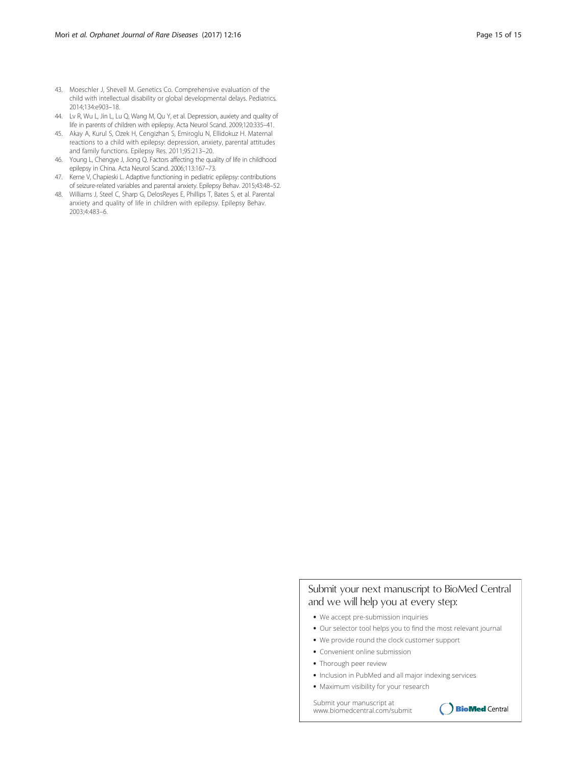43. Moeschler J, Shevell M. Genetics Co. Comprehensive evaluation of the child with intellectual disability or global developmental delays. Pediatrics. 2014;134:e903–18.
44. Lv R, Wu L, Jin L, Lu Q, Wang M, Qu Y, et al. Depression, anxiety and quality of life in parents of children with epilepsy. Acta Neurol Scand. 2009;120:335–41.
45. Akay A, Kurul S, Ozek H, Cengizhan S, Emiroglu N, Ellidokuz H. Maternal reactions to a child with epilepsy: depression, anxiety, parental attitudes and family functions. Epilepsy Res. 2011;95:213–20.
46. Young L, Chengye J, Jiong Q. Factors affecting the quality of life in childhood epilepsy in China. Acta Neurol Scand. 2006;113:167–73.
47. Kerne V, Chapieski L. Adaptive functioning in pediatric epilepsy: contributions of seizure-related variables and parental anxiety. Epilepsy Behav. 2015;43:48–52.
48. Williams J, Steel C, Sharp G, DelosReyes E, Phillips T, Bates S, et al. Parental anxiety and quality of life in children with epilepsy. Epilepsy Behav. 2003;4:483–6.

Submit your next manuscript to BioMed Central and we will help you at every step:

- We accept pre-submission inquiries
- Our selector tool helps you to find the most relevant journal
- We provide round the clock customer support
- Convenient online submission
- Thorough peer review
- Inclusion in PubMed and all major indexing services
- Maximum visibility for your research

Submit your manuscript at
www.biomedcentral.com/submit

BioMed Central